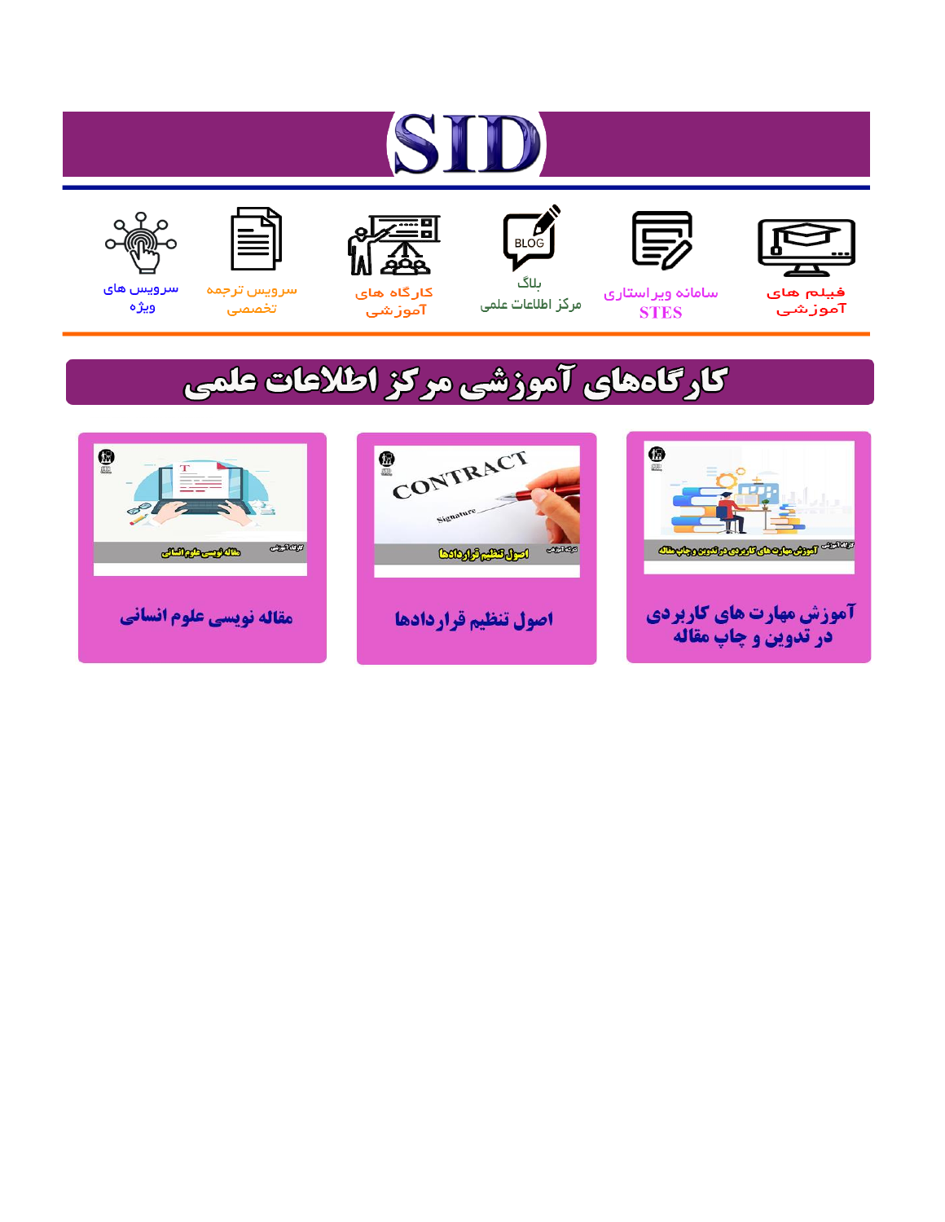# SID

فیلم های آموزشی | سامانه ویراستاری STES | بلاگ مرکز اطلاعات علمی | کارگاه های آموزشی | سرویس ترجمه تخصصی | سرویس های ویژه

## کارگاه‌های آموزشی مرکز اطلاعات علمی

آموزش مهارت های کاربردی در تدوین و چاپ مقاله

اصول تنظیم قراردادها

مقاله نویسی علوم انسانی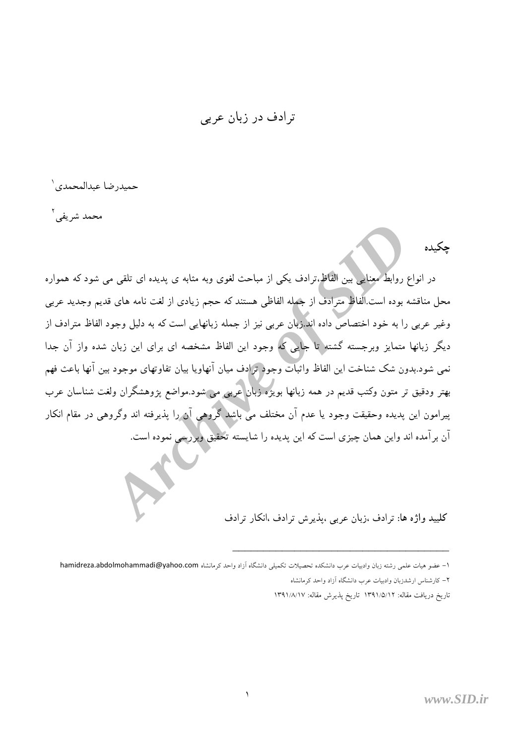# ترادف در زبان عربی

حمیدرضا عبدالمحمدی[1]

محمد شریفی[2]

## چکیده

در انواع روابط معنایی بین الفاظ،ترادف یکی از مباحث لغوی وبه مثابه ی پدیده ای تلقی می شود که همواره محل مناقشه بوده است.الفاظ مترادف از جمله الفاظی هستند که حجم زیادی از لغت نامه های قدیم وجدید عربی وغیر عربی را به خود اختصاص داده اند.زبان عربی نیز از جمله زبانهایی است که به دلیل وجود الفاظ مترادف از دیگر زبانها متمایز وبرجسته گشته تا جایی که وجود این الفاظ مشخصه ای برای این زبان شده واز آن جدا نمی شود.بدون شک شناخت این الفاظ واثبات وجود ترادف میان آنهاویا بیان تفاوتهای موجود بین آنها باعث فهم بهتر ودقیق تر متون وکتب قدیم در همه زبانها بویژه زبان عربی می شود.مواضع پژوهشگران ولغت شناسان عرب پیرامون این پدیده وحقیقت وجود یا عدم آن مختلف می باشد گروهی آن را پذیرفته اند وگروهی در مقام انکار آن برآمده اند واین همان چیزی است که این پدیده را شایسته تحقیق وبررسی نموده است.

**کلید واژه ها:** ترادف ،زبان عربی ،پذیرش ترادف ،انکار ترادف

---

۱- عضو هیات علمی رشته زبان وادبیات عرب دانشکده تحصیلات تکمیلی دانشگاه آزاد واحد کرمانشاه hamidreza.abdolmohammadi@yahoo.com

۲- کارشناس ارشدزبان وادبیات عرب دانشگاه آزاد واحد کرمانشاه

تاریخ دریافت مقاله: ۱۳۹۱/۵/۱۲ تاریخ پذیرش مقاله: ۱۳۹۱/۸/۱۷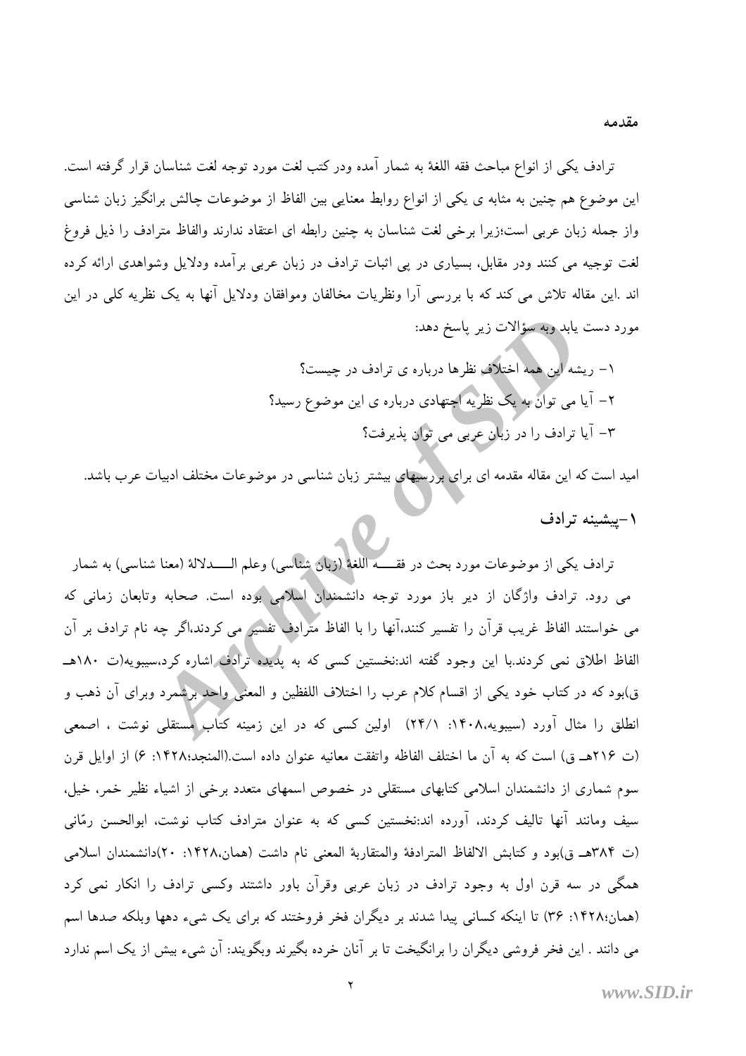## مقدمه

ترادف یکی از انواع مباحث فقه اللغهٔ به شمار آمده ودر کتب لغت مورد توجه لغت شناسان قرار گرفته است. این موضوع هم چنین به مثابه ی یکی از انواع روابط معنایی بین الفاظ از موضوعات چالش برانگیز زبان شناسی واز جمله زبان عربی است؛زیرا برخی لغت شناسان به چنین رابطه ای اعتقاد ندارند والفاظ مترادف را ذیل فروغ لغت توجیه می کنند ودر مقابل، بسیاری در پی اثبات ترادف در زبان عربی برآمده ودلایل وشواهدی ارائه کرده اند .این مقاله تلاش می کند که با بررسی آرا ونظریات مخالفان وموافقان ودلایل آنها به یک نظریه کلی در این مورد دست یابد وبه سؤالات زیر پاسخ دهد:

۱- ریشه این همه اختلاف نظرها درباره ی ترادف در چیست؟

۲- آیا می توان به یک نظریه اجتهادی درباره ی این موضوع رسید؟

۳- آیا ترادف را در زبان عربی می توان پذیرفت؟

امید است که این مقاله مقدمه ای برای بررسیهای بیشتر زبان شناسی در موضوعات مختلف ادبیات عرب باشد.

## ۱-پیشینه ترادف

ترادف یکی از موضوعات مورد بحث در فقـــه اللغهٔ (زبان شناسی) وعلم الـــدلالهٔ (معنا شناسی) به شمار می رود. ترادف واژگان از دیر باز مورد توجه دانشمندان اسلامی بوده است. صحابه وتابعان زمانی که می خواستند الفاظ غریب قرآن را تفسیر کنند،آنها را با الفاظ مترادف تفسیر می کردند،اگر چه نام ترادف بر آن الفاظ اطلاق نمی کردند.با این وجود گفته اند:نخستین کسی که به پدیده ترادف اشاره کرد،سیبویه(ت ۱۸۰هـ ق)بود که در کتاب خود یکی از اقسام کلام عرب را اختلاف اللفظین و المعنی واحد برشمرد وبرای آن ذهب و انطلق را مثال آورد (سیبویه،۱۴۰۸: ۲۴/۱) اولین کسی که در این زمینه کتاب مستقلی نوشت ، اصمعی (ت ۲۱۶هـ ق) است که به آن ما اختلف الفاظه واتفقت معانیه عنوان داده است.(المنجد؛۱۴۲۸: ۶) از اوایل قرن سوم شماری از دانشمندان اسلامی کتابهای مستقلی در خصوص اسمهای متعدد برخی از اشیاء نظیر خمر، خیل، سیف ومانند آنها تالیف کردند، آورده اند:نخستین کسی که به عنوان مترادف کتاب نوشت، ابوالحسن رمّانی (ت ۳۸۴هـ ق)بود و کتابش الالفاظ المترادفهٔ والمتقاربهٔ المعنی نام داشت (همان،۱۴۲۸: ۲۰)دانشمندان اسلامی همگی در سه قرن اول به وجود ترادف در زبان عربی وقرآن باور داشتند وکسی ترادف را انکار نمی کرد (همان؛۱۴۲۸: ۳۶) تا اینکه کسانی پیدا شدند بر دیگران فخر فروختند که برای یک شیء دهها وبلکه صدها اسم می دانند . این فخر فروشی دیگران را برانگیخت تا بر آنان خرده بگیرند وبگویند: آن شیء بیش از یک اسم ندارد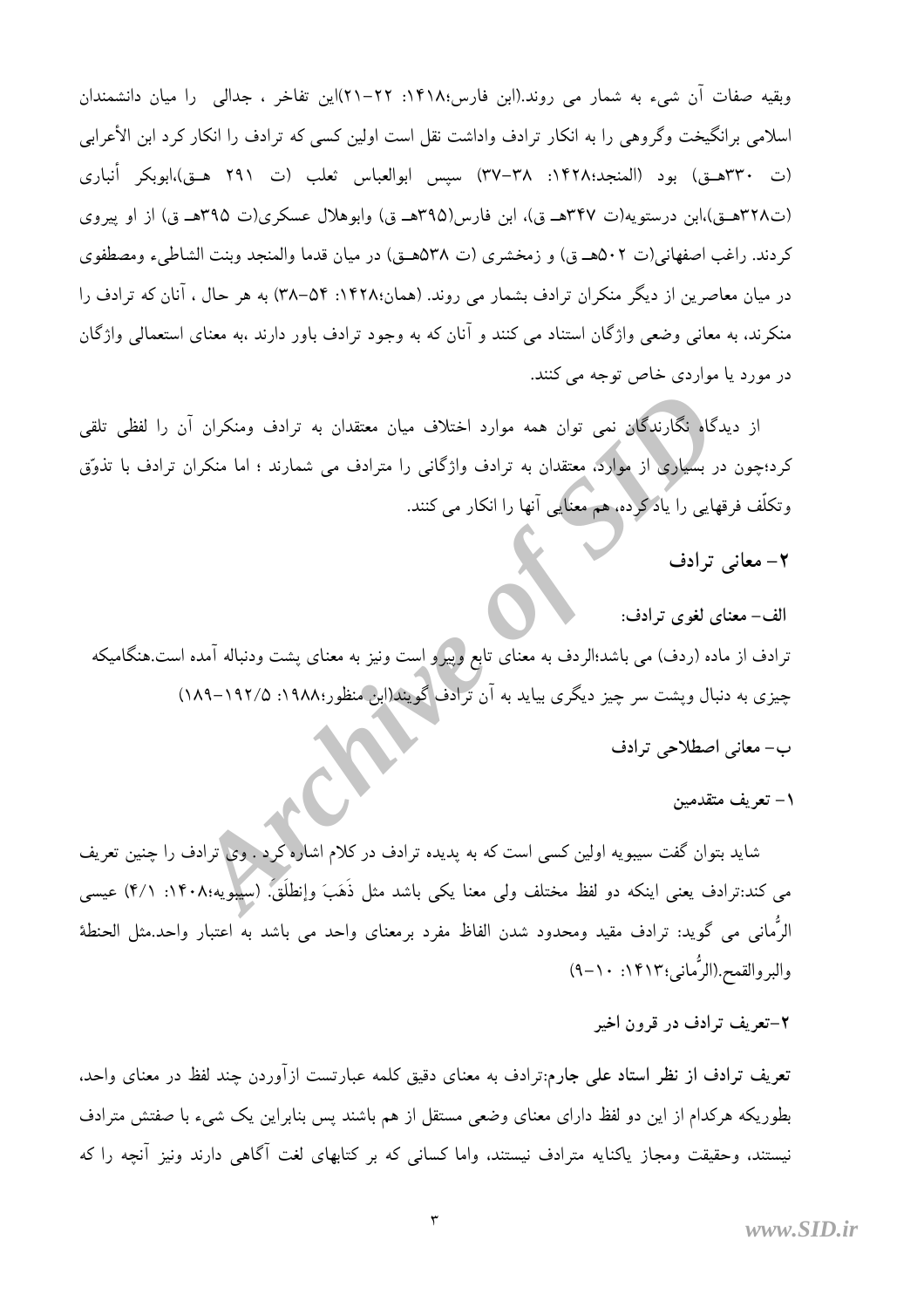وبقیه صفات آن شیء به شمار می روند.(ابن فارس؛۱۴۱۸: ۲۲-۲۱)این تفاخر ، جدالی را میان دانشمندان اسلامی برانگیخت وگروهی را به انکار ترادف واداشت نقل است اولین کسی که ترادف را انکار کرد ابن الأعرابی (ت ۳۳۰هـق) بود (المنجد؛۱۴۲۸: ۳۸-۳۷) سپس ابوالعباس ثعلب (ت ۲۹۱ هـق)،ابوبکر أنباری (ت۳۲۸هـق)،ابن درستویه(ت ۳۴۷هـ ق)، ابن فارس(۳۹۵هـ ق) وابوهلال عسکری(ت ۳۹۵هـ ق) از او پیروی کردند. راغب اصفهانی(ت ۵۰۲هـ ق) و زمخشری (ت ۵۳۸هـق) در میان قدما والمنجد وبنت الشاطیء ومصطفوی در میان معاصرین از دیگر منکران ترادف بشمار می روند. (همان؛۱۴۲۸: ۵۴-۳۸) به هر حال ، آنان که ترادف را منکرند، به معانی وضعی واژگان استناد می کنند و آنان که به وجود ترادف باور دارند ،به معنای استعمالی واژگان در مورد یا مواردی خاص توجه می کنند.

از دیدگاه نگارندگان نمی توان همه موارد اختلاف میان معتقدان به ترادف ومنکران آن را لفظی تلقی کرد؛چون در بسیاری از موارد، معتقدان به ترادف واژگانی را مترادف می شمارند ؛ اما منکران ترادف با تذوّق وتکلّف فرقهایی را یاد کرده، هم معنایی آنها را انکار می کنند.

## ۲- معانی ترادف

### الف- معنای لغوی ترادف:

ترادف از ماده (ردف) می باشد؛الردف به معنای تابع وپیرو است ونیز به معنای پشت ودنباله آمده است.هنگامیکه چیزی به دنبال وپشت سر چیز دیگری بیاید به آن ترادف گویند(ابن منظور؛۱۹۸۸: ۱۹۲/۵-۱۸۹)

### ب- معانی اصطلاحی ترادف

#### ۱- تعریف متقدمین

شاید بتوان گفت سیبویه اولین کسی است که به پدیده ترادف در کلام اشاره کرد . وی ترادف را چنین تعریف می کند:ترادف یعنی اینکه دو لفظ مختلف ولی معنا یکی باشد مثل ذَهَبَ وإنطَلَقَ. (سیبویه؛۱۴۰۸: ۴/۱) عیسی الرُّمانی می گوید: ترادف مقید ومحدود شدن الفاظ مفرد برمعنای واحد می باشد به اعتبار واحد.مثل الحنطۀ والبروالقمح.(الرُّمانی؛۱۴۱۳: ۱۰-۹)

#### ۲-تعریف ترادف در قرون اخیر

**تعریف ترادف از نظر استاد علی جارم**:ترادف به معنای دقیق کلمه عبارتست ازآوردن چند لفظ در معنای واحد، بطوریکه هرکدام از این دو لفظ دارای معنای وضعی مستقل از هم باشند پس بنابراین یک شیء با صفتش مترادف نیستند، وحقیقت ومجاز یاکنایه مترادف نیستند، واما کسانی که بر کتابهای لغت آگاهی دارند ونیز آنچه را که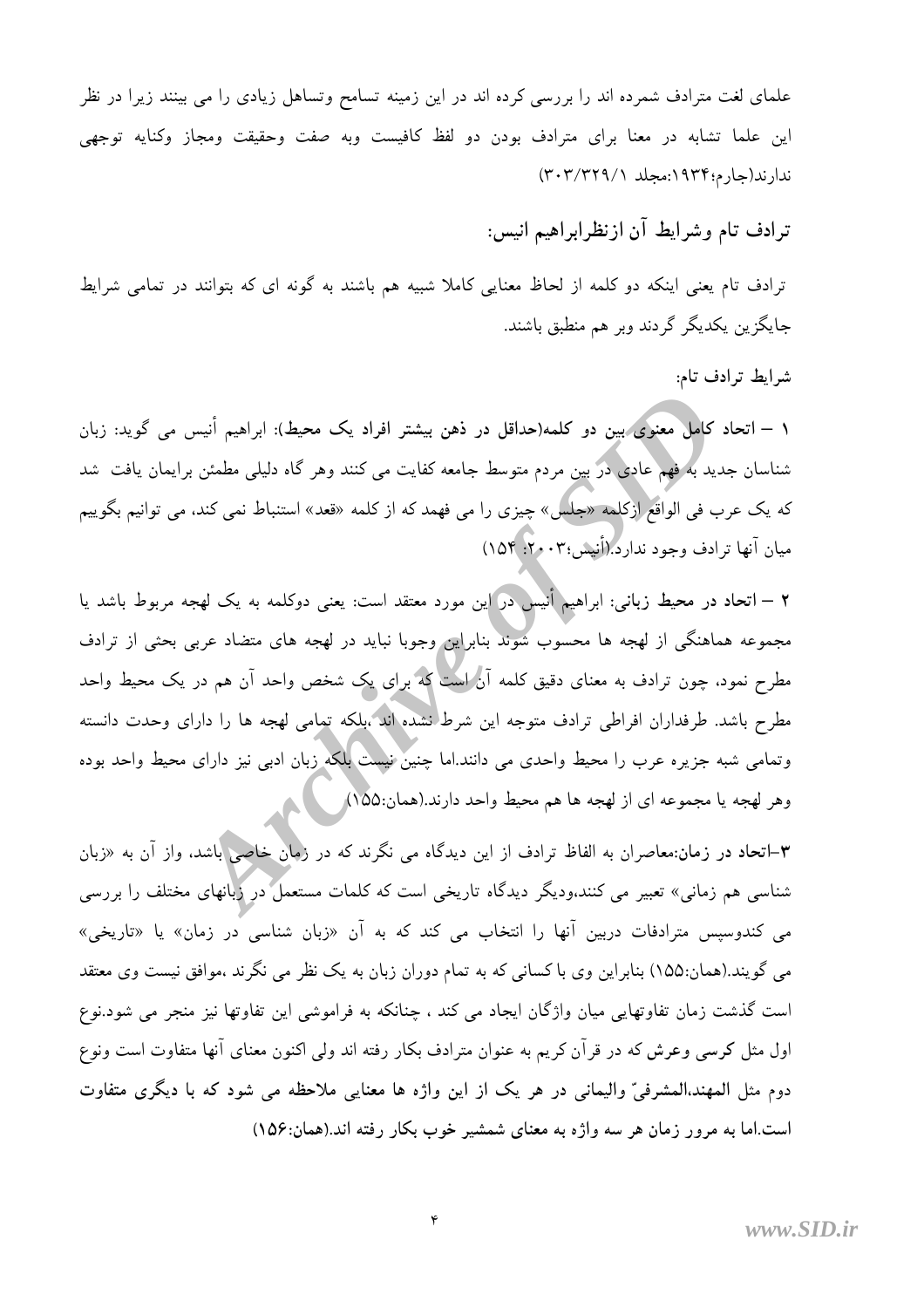علمای لغت مترادف شمرده اند را بررسی کرده اند در این زمینه تسامح وتساهل زیادی را می بینند زیرا در نظر این علما تشابه در معنا برای مترادف بودن دو لفظ کافیست وبه صفت وحقیقت ومجاز وکنایه توجهی ندارند(جارم؛۱۹۳۴:مجلد ۱/۳۲۹/۳۰۳)

## ترادف تام وشرایط آن ازنظرابراهیم انیس:

ترادف تام یعنی اینکه دو کلمه از لحاظ معنایی کاملا شبیه هم باشند به گونه ای که بتوانند در تمامی شرایط جایگزین یکدیگر گردند وبر هم منطبق باشند.

شرایط ترادف تام:

۱ – **اتحاد کامل معنوی بین دو کلمه(حداقل در ذهن بیشتر افراد یک محیط)**: ابراهیم أنیس می گوید: زبان شناسان جدید به فهم عادی در بین مردم متوسط جامعه کفایت می کنند وهر گاه دلیلی مطمئن برایمان یافت شد که یک عرب فی الواقع ازکلمه «جلس» چیزی را می فهمد که از کلمه «قعد» استنباط نمی کند، می توانیم بگوییم میان آنها ترادف وجود ندارد.(أنیس؛۲۰۰۳: ۱۵۴)

۲ – **اتحاد در محیط زبانی**: ابراهیم أنیس در این مورد معتقد است: یعنی دوکلمه به یک لهجه مربوط باشد یا مجموعه هماهنگی از لهجه ها محسوب شوند بنابراین وجوبا نباید در لهجه های متضاد عربی بحثی از ترادف مطرح نمود، چون ترادف به معنای دقیق کلمه آن است که برای یک شخص واحد آن هم در یک محیط واحد مطرح باشد. طرفداران افراطی ترادف متوجه این شرط نشده اند ،بلکه تمامی لهجه ها را دارای وحدت دانسته وتمامی شبه جزیره عرب را محیط واحدی می دانند.اما چنین نیست بلکه زبان ادبی نیز دارای محیط واحد بوده وهر لهجه یا مجموعه ای از لهجه ها هم محیط واحد دارند.(همان:۱۵۵)

۳–**اتحاد در زمان**:معاصران به الفاظ ترادف از این دیدگاه می نگرند که در زمان خاصی باشد، واز آن به «زبان شناسی هم زمانی» تعبیر می کنند،ودیگر دیدگاه تاریخی است که کلمات مستعمل در زبانهای مختلف را بررسی می کندوسپس مترادفات دربین آنها را انتخاب می کند که به آن «زبان شناسی در زمان» یا «تاریخی» می گویند.(همان:۱۵۵) بنابراین وی با کسانی که به تمام دوران زبان به یک نظر می نگرند ،موافق نیست وی معتقد است گذشت زمان تفاوتهایی میان واژگان ایجاد می کند ، چنانکه به فراموشی این تفاوتها نیز منجر می شود.نوع اول مثل **کرسی** و**عرش** که در قرآن کریم به عنوان مترادف بکار رفته اند ولی اکنون معنای آنها متفاوت است ونوع دوم مثل **المهند،المشرفیّ والیمانی در هر یک از این واژه ها معنایی ملاحظه می شود که با دیگری متفاوت است.اما به مرور زمان هر سه واژه به معنای شمشیر خوب بکار رفته اند.(همان:۱۵۶)**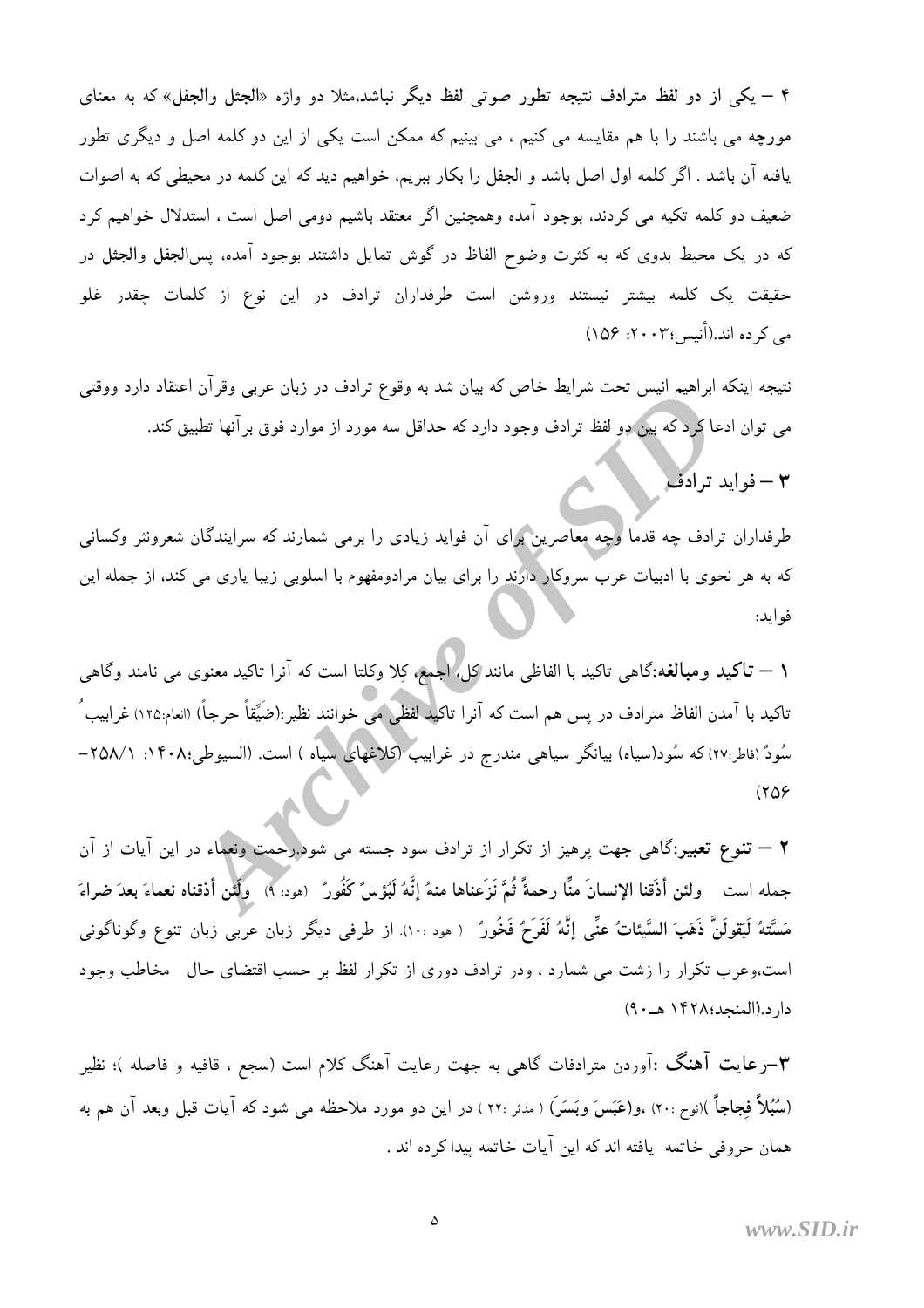۴ – یکی از دو لفظ مترادف نتیجه تطور صوتی لفظ دیگر نباشد،مثلا دو واژه «**الجثل والجفل**» که به معنای مورچه می باشند را با هم مقایسه می کنیم ، می بینیم که ممکن است یکی از این دو کلمه اصل و دیگری تطور یافته آن باشد . اگر کلمه اول اصل باشد و الجفل را بکار ببریم، خواهیم دید که این کلمه در محیطی که به اصوات ضعیف دو کلمه تکیه می کردند، بوجود آمده وهمچنین اگر معتقد باشیم دومی اصل است ، استدلال خواهیم کرد که در یک محیط بدوی که به کثرت وضوح الفاظ در گوش تمایل داشتند بوجود آمده، پس**الجفل والجثل** در حقیقت یک کلمه بیشتر نیستند وروشن است طرفداران ترادف در این نوع از کلمات چقدر غلو می کرده اند.(أنیس؛۲۰۰۳: ۱۵۶)

نتیجه اینکه ابراهیم انیس تحت شرایط خاص که بیان شد به وقوع ترادف در زبان عربی وقرآن اعتقاد دارد ووقتی می توان ادعا کرد که بین دو لفظ ترادف وجود دارد که حداقل سه مورد از موارد فوق برآنها تطبیق کند.

## ۳ – فواید ترادف

طرفداران ترادف چه قدما وچه معاصرین برای آن فواید زیادی را برمی شمارند که سرایندگان شعرونثر وکسانی که به هر نحوی با ادبیات عرب سروکار دارند را برای بیان مرادومفهوم با اسلوبی زیبا یاری می کند، از جمله این فواید:

۱ – **تاکید ومبالغه**:گاهی تاکید با الفاظی مانند کل، اجمع، کِلا وکلتا است که آنرا تاکید معنوی می نامند وگاهی تاکید با آمدن الفاظ مترادف در پس هم است که آنرا تاکید لفظی می خوانند نظیر:(ضَیِّقاً حرجاً) (انعام:۱۲۵) غرابیبُ سُودٌ (فاطر:۲۷) که سُود(سیاه) بیانگر سیاهی مندرج در غرابیب (کلاغهای سیاه ) است. (السیوطی؛۱۴۰۸: ۱/۲۵۸-۲۵۶)

۲ – **تنوع تعبیر**:گاهی جهت پرهیز از تکرار از ترادف سود جسته می شود.رحمت ونعماء در این آیات از آن جمله است **ولئن أذَقنا الإنسانَ منّا رحمةً ثُمَّ نَزَعناها منهُ إنَّهُ لَیَؤسٌ کَفُورٌ** (هود: ۹) **ولَئن أذقناه نعماءَ بعدَ ضراءَ مَسَّتهُ لَیَقولَنَّ ذَهَبَ السَّیئاتُ عنِّی إنَّهُ لَفَرَحٌ فَخُورٌ** ( هود :۱۰). از طرفی دیگر زبان عربی زبان تنوع وگوناگونی است،وعرب تکرار را زشت می شمارد ، ودر ترادف دوری از تکرار لفظ بر حسب اقتضای حال مخاطب وجود دارد.(المنجد؛۱۴۲۸ هـ۹۰)

۳–**رعایت آهنگ** :آوردن مترادفات گاهی به جهت رعایت آهنگ کلام است (سجع ، قافیه و فاصله )؛ نظیر (**سُبُلاً فِجاجاً** )(نوح :۲۰) ،و(**عَبَسَ وبَسَرَ**) ( مدثر :۲۲ ) در این دو مورد ملاحظه می شود که آیات قبل وبعد آن هم به همان حروفی خاتمه یافته اند که این آیات خاتمه پیدا کرده اند .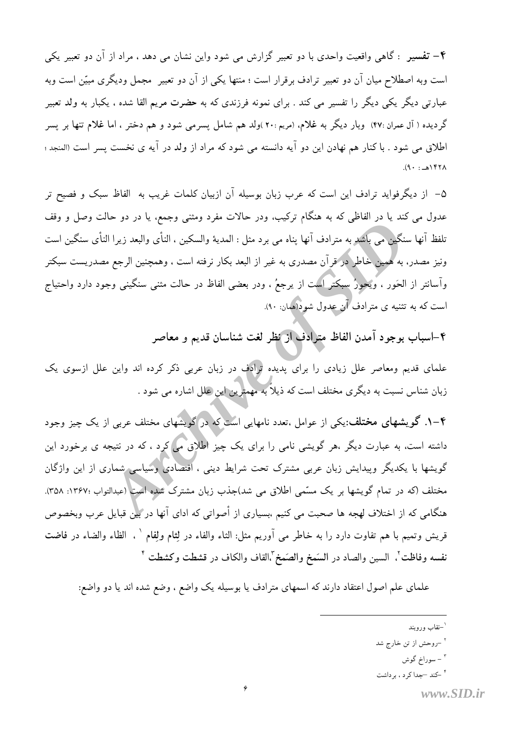**۴- تفسیر** : گاهی واقعیت واحدی با دو تعبیر گزارش می شود واین نشان می دهد ، مراد از آن دو تعبیر یکی است وبه اصطلاح میان آن دو تعبیر ترادف برقرار است ؛ منتها یکی از آن دو تعبیر مجمل ودیگری مبیّن است وبه عبارتی دیگر یکی دیگر را تفسیر می کند . برای نمونه فرزندی که به **حضرت مریم** القا شده ، یکبار به **ولد** تعبیر گردیده ( آل عمران :۴۷) وبار دیگر به **غلام**، (مریم :۲۰ )ولد هم شامل پسرمی شود و هم دختر ، اما **غلام** تنها بر پسر اطلاق می شود . با کنار هم نهادن این دو آیه دانسته می شود که مراد از **ولد** در آیه ی نخست پسر است (المنجد ؛ ۱۴۲۸هـ : ۹۰).

۵- از دیگرفواید ترادف این است که عرب زبان بوسیله آن ازبیان کلمات غریب به الفاظ سبک و فصیح تر عدول می کند یا در الفاظی که به هنگام ترکیب، ودر حالات مفرد ومثنی وجمع، یا در دو حالت وصل و وقف تلفظ آنها سنگین می باشد به مترادف آنها پناه می برد مثل : المدیۀ والسکین ، النأی والبعد زیرا النأی سنگین است ونیز مصدر، به همین خاطر در قرآن مصدری به غیر از البعد بکار نرفته است ، وهمچنین الرجع مصدریست سبکتر وآسانتر از الحَور ، ویحورُ سبکتر است از یرجعُ ، ودر بعضی الفاظ در حالت مثنی سنگینی وجود دارد واحتیاج است که به تثنیه ی مترادف آن عدول شود(همان: ۹۰).

## ۴-اسباب بوجود آمدن الفاظ مترادف از نظر لغت شناسان قدیم و معاصر

علمای قدیم ومعاصر علل زیادی را برای پدیده ترادف در زبان عربی ذکر کرده اند واین علل ازسوی یک زبان شناس نسبت به دیگری مختلف است که ذیلاً به مهمترین این علل اشاره می شود .

**۴-۱. گویشهای مختلف**:یکی از عوامل ،تعدد نامهایی است که در گویشهای مختلف عربی از یک چیز وجود داشته است، به عبارت دیگر ،هر گویشی نامی را برای یک چیز اطلاق می کرد ، که در نتیجه ی برخورد این گویشها با یکدیگر وپیدایش زبان عربی مشترک تحت شرایط دینی ، اقتصادی وسیاسی شماری از این واژگان مختلف (که در تمام گویشها بر یک مسمّی اطلاق می شد)جذب زبان مشترک شده است (عبدالتواب ؛۱۳۶۷: ۳۵۸). هنگامی که از اختلاف لهجه ها صحبت می کنیم ،بسیاری از أصواتی که ادای آنها در بین قبایل عرب وبخصوص قریش وتمیم با هم تفاوت دارد را به خاطر می آوریم مثل: الثاء والفاء در **لِثام ولِفام** [۱] ، الظاء والضاء در **فاضت نفسه وفاظت**[۲]، السین والصاد در **السَمخ والصَمخ**[۳]،القاف والکاف در **قشطت وکشطت** [۴]

علمای علم اصول اعتقاد دارند که اسمهای مترادف یا بوسیله یک واضع ، وضع شده اند یا دو واضع:

---

[۱] -نقاب وروبند

[۲] -روحش از تن خارج شد

[۳] - سوراخ گوش

[۴] -کند -جدا کرد ، برداشت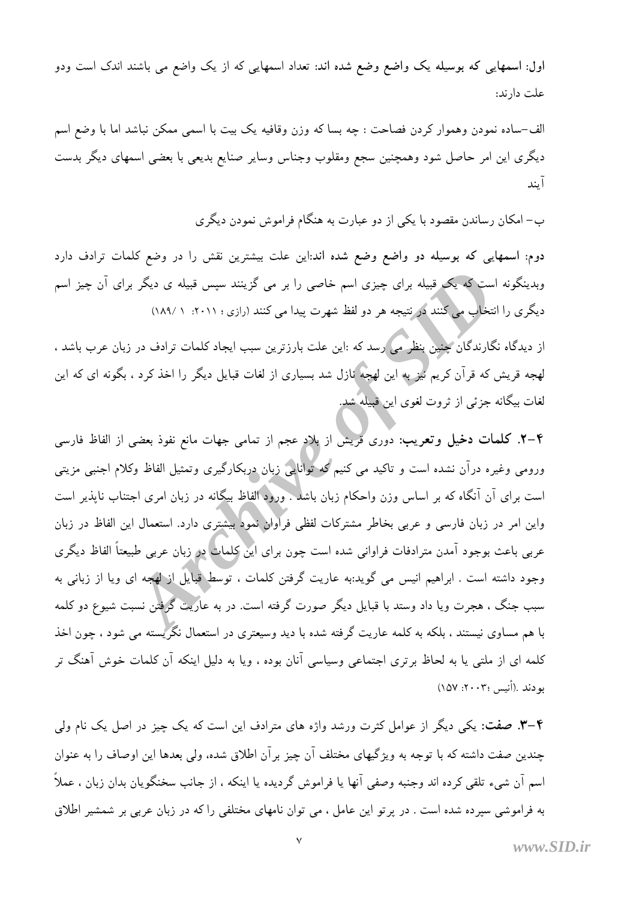**اول: اسمهایی که بوسیله یک واضع وضع شده اند:** تعداد اسمهایی که از یک واضع می باشند اندک است ودو علت دارند:

الف–ساده نمودن وهموار کردن فصاحت : چه بسا که وزن وقافیه یک بیت با اسمی ممکن نباشد اما با وضع اسم دیگری این امر حاصل شود وهمچنین سجع ومقلوب وجناس وسایر صنایع بدیعی با بعضی اسمهای دیگر بدست آیند

ب– امکان رساندن مقصود با یکی از دو عبارت به هنگام فراموش نمودن دیگری

**دوم: اسمهایی که بوسیله دو واضع وضع شده اند:**این علت بیشترین نقش را در وضع کلمات ترادف دارد وبدینگونه است که یک قبیله برای چیزی اسم خاصی را بر می گزینند سپس قبیله ی دیگر برای آن چیز اسم دیگری را انتخاب می کنند در نتیجه هر دو لفظ شهرت پیدا می کنند (رازی ؛ ۲۰۱۱: ۱ /۱۸۹)

از دیدگاه نگارندگان چنین بنظر می رسد که :این علت بارزترین سبب ایجاد کلمات ترادف در زبان عرب باشد ، لهجه قریش که قرآن کریم نیز به این لهجه نازل شد بسیاری از لغات قبایل دیگر را اخذ کرد ، بگونه ای که این لغات بیگانه جزئی از ثروت لغوی این قبیله شد.

**۴–۲. کلمات دخیل وتعریب:** دوری قریش از بلاد عجم از تمامی جهات مانع نفوذ بعضی از الفاظ فارسی وغیره درآن نشده است و تاکید می کنیم که توانایی زبان دربکارگیری وتمثیل الفاظ وکلام اجنبی مزیتی است برای آن آنگاه که بر اساس وزن واحکام زبان باشد . ورود الفاظ بیگانه در زبان امری اجتناب ناپذیر است واین امر در زبان فارسی و عربی بخاطر مشترکات لفظی فراوان نمود بیشتری دارد. استعمال این الفاظ در زبان عربی باعث بوجود آمدن مترادفات فراوانی شده است چون برای این کلمات در زبان عربی طبیعتاً الفاظ دیگری وجود داشته است . ابراهیم انیس می گوید:به عاریت گرفتن کلمات ، توسط قبایل از لهجه ای ویا از زبانی به سبب جنگ ، هجرت ویا داد وستد با قبایل دیگر صورت گرفته است. در به عاریت گرفتن نسبت شیوع دو کلمه با هم مساوی نیستند ، بلکه به کلمه عاریت گرفته شده با دید وسیعتری در استعمال نگریسته می شود ، چون اخذ کلمه ای از ملتی یا به لحاظ برتری اجتماعی وسیاسی آنان بوده ، ویا به دلیل اینکه آن کلمات خوش آهنگ تر بودند .(أنیس ؛۲۰۰۳: ۱۵۷)

**۴–۳. صفت:** یکی دیگر از عوامل کثرت ورشد واژه های مترادف این است که یک چیز در اصل یک نام ولی چندین صفت داشته که با توجه به ویژگیهای مختلف آن چیز برآن اطلاق شده، ولی بعدها این اوصاف را به عنوان اسم آن شیء تلقی کرده اند وجنبه وصفی آنها یا فراموش گردیده یا اینکه ، از جانب سخنگویان بدان زبان ، عملاً به فراموشی سپرده شده است . در پرتو این عامل ، می توان نامهای مختلفی را که در زبان عربی بر شمشیر اطلاق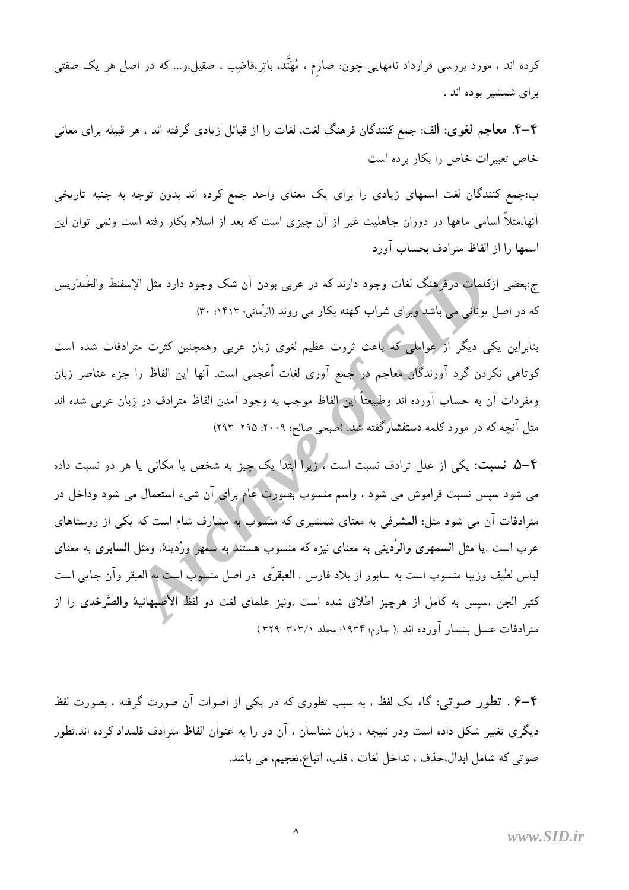کرده اند ، مورد بررسی قرارداد نامهایی چون: صارِم ، مُهَنَّد، باتِر،قاضِب ، صقیل،و... که در اصل هر یک صفتی برای شمشیر بوده اند .

**۴-۴. معاجم لغوی:** الف: جمع کنندگان فرهنگ لغت، لغات را از قبائل زیادی گرفته اند ، هر قبیله برای معانی خاص تعبیرات خاص را بکار برده است

ب:جمع کنندگان لغت اسمهای زیادی را برای یک معنای واحد جمع کرده اند بدون توجه به جنبه تاریخی آنها،مثلاً اسامی ماهها در دوران جاهلیت غیر از آن چیزی است که بعد از اسلام بکار رفته است ونمی توان این اسمها را از الفاظ مترادف بحساب آورد

ج:بعضی ازکلمات درفرهنگ لغات وجود دارند که در عربی بودن آن شک وجود دارد مثل الإسفنط والخَندَریس که در اصل یونانی می باشد وبرای **شراب کهنه** بکار می روند (الرّمانی؛ ۱۴۱۳: ۳۰)

بنابراین یکی دیگر از عواملی که باعث ثروت عظیم لغوی زبان عربی وهمچنین کثرت مترادفات شده است کوتاهی نکردن گرد آورندگان معاجم در جمع آوری لغات أعجمی است. آنها این الفاظ را جزء عناصر زبان ومفردات آن به حساب آورده اند وطبیعتاً این الفاظ موجب به وجود آمدن الفاظ مترادف در زبان عربی شده اند مثل آنچه که در مورد کلمه **دستفشار**گفته شد. (صبحی صالح؛ ۲۰۰۹: ۲۹۵-۲۹۳)

**۴-۵. نسبت:** یکی از علل ترادف نسبت است ، زیرا ابتدا یک چیز به شخص یا مکانی یا هر دو نسبت داده می شود سپس نسبت فراموش می شود ، واسم منسوب بصورت عام برای آن شیء استعمال می شود وداخل در مترادفات آن می شود مثل: **المشرفی** به معنای شمشیری که منسوب به مشارف شام است که یکی از روستاهای عرب است .یا مثل **السمهری والرُدینی** به معنای نیزه که منسوب هستند به سمهر ورُدینة. ومثل **السابری** به معنای لباس لطیف وزیبا منسوب است به سابور از بلاد فارس . **العبقریّ** در اصل منسوب است به العبقر وآن جایی است کثیر الجن ،سپس به کامل از هرچیز اطلاق شده است .ونیز علمای لغت دو لفظ **الأصبهانیة والصَّرخدی** را از مترادفات عسل بشمار آورده اند .( جارم؛ ۱۹۳۴: مجلد ۳۰۳/۱-۳۲۹)

**۴-۶ . تطور صوتی:** گاه یک لفظ ، به سبب تطوری که در یکی از اصوات آن صورت گرفته ، بصورت لفظ دیگری تغییر شکل داده است ودر نتیجه ، زبان شناسان ، آن دو را به عنوان الفاظ مترادف قلمداد کرده اند.تطور صوتی که شامل ابدال،حذف ، تداخل لغات ، قلب، اتباع،تعجیم، می باشد.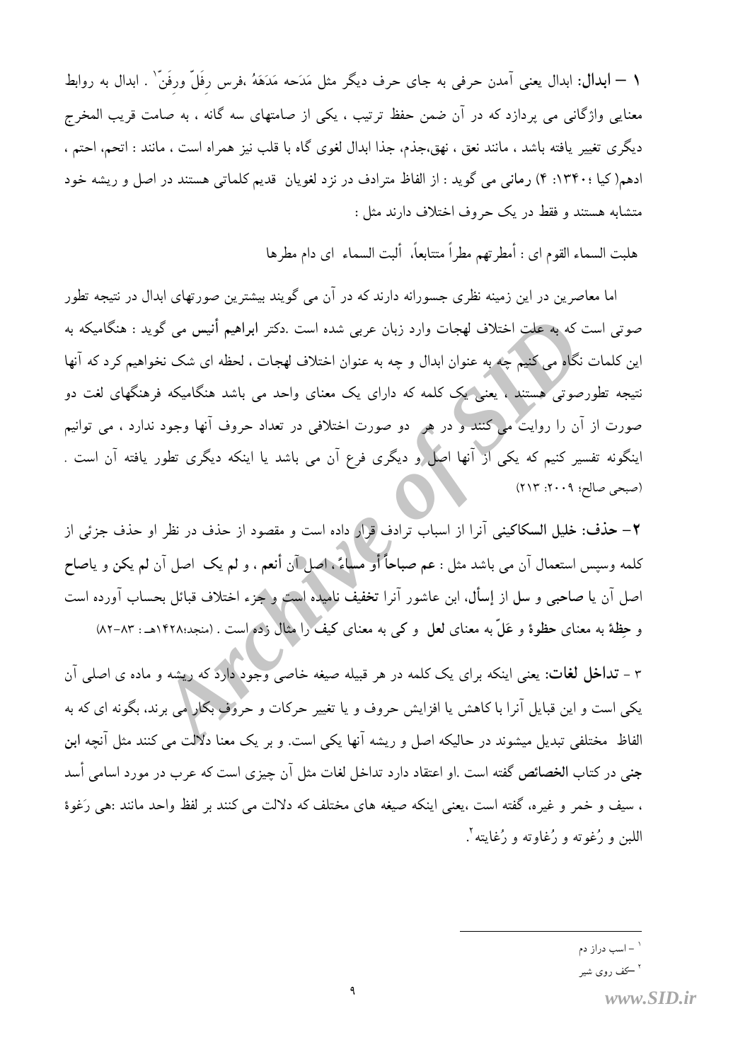**۱ – ابدال:** ابدال یعنی آمدن حرفی به جای حرف دیگر مثل مَدَحه مَدَهَهُ ،فرس رِفَلّ ورِفَنّ[1] . ابدال به روابط معنایی واژگانی می پردازد که در آن ضمن حفظ ترتیب ، یکی از صامتهای سه گانه ، به صامت قریب المخرج دیگری تغییر یافته باشد ، مانند نعق ، نهق،جذم، جذا ابدال لغوی گاه با قلب نیز همراه است ، مانند : اتحم، احتم ، ادهم( کیا ؛۱۳۴۰: ۴) **رمانی** می گوید : از الفاظ مترادف در نزد لغویان قدیم کلماتی هستند در اصل و ریشه خود متشابه هستند و فقط در یک حروف اختلاف دارند مثل :

هلبت السماء القوم ای : أمطرتهم مطراً متتابعاً، ألبت السماء ای دام مطرها

اما معاصرین در این زمینه نظری جسورانه دارند که در آن می گویند بیشترین صورتهای ابدال در نتیجه تطور صوتی است که به علت اختلاف لهجات وارد زبان عربی شده است .دکتر **ابراهیم أنیس** می گوید : هنگامیکه به این کلمات نگاه می کنیم چه به عنوان ابدال و چه به عنوان اختلاف لهجات ، لحظه ای شک نخواهیم کرد که آنها نتیجه تطورصوتی هستند ، یعنی یک کلمه که دارای یک معنای واحد می باشد هنگامیکه فرهنگهای لغت دو صورت از آن را روایت می کنند و در هر دو صورت اختلافی در تعداد حروف آنها وجود ندارد ، می توانیم اینگونه تفسیر کنیم که یکی از آنها اصل و دیگری فرع آن می باشد یا اینکه دیگری تطور یافته آن است . (صبحی صالح؛ ۲۰۰۹: ۲۱۳)

**۲– حذف: خلیل السکاکینی** آنرا از اسباب ترادف قرار داده است و مقصود از حذف در نظر او حذف جزئی از کلمه وسپس استعمال آن می باشد مثل : **عم صباحاً أو مساءً** ، اصل آن **أنعم** ، و **لم یک** اصل آن **لم یکن** و **یاصاح** اصل آن **یا صاحبی** و **سل** از **إسأل**، ابن عاشور آنرا **تخفیف** نامیده است و جزء اختلاف قبائل بحساب آورده است و **حِظة** به معنای **حظوة** و **عَلّ** به معنای **لعل** و کی به معنای **کیف** را مثال زده است . (منجد؛۱۴۲۸هـ : ۸۳–۸۲)

۳ - **تداخل لغات**: یعنی اینکه برای یک کلمه در هر قبیله صیغه خاصی وجود دارد که ریشه و ماده ی اصلی آن یکی است و این قبایل آنرا با کاهش یا افزایش حروف و یا تغییر حرکات و حروف بکار می برند، بگونه ای که به الفاظ مختلفی تبدیل میشوند در حالیکه اصل و ریشه آنها یکی است. و بر یک معنا دلالت می کنند مثل آنچه **ابن جنی** در کتاب **الخصائص** گفته است .او اعتقاد دارد تداخل لغات مثل آن چیزی است که عرب در مورد اسامی أسد ، سیف و خمر و غیره، گفته است ،یعنی اینکه صیغه های مختلف که دلالت می کنند بر لفظ واحد مانند :هی رَغوة اللبن و رُغوته و رُغاوته و رُغایته[2].

---

[1] – اسب دراز دم

[2] –کف روی شیر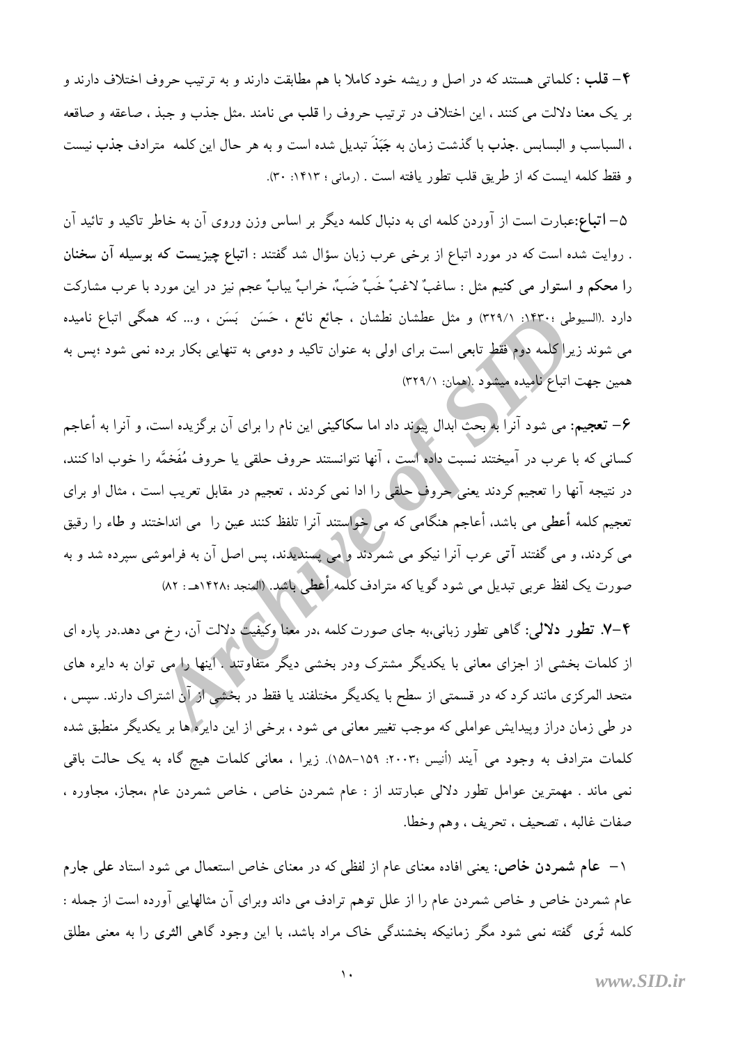**۴– قلب** : کلماتی هستند که در اصل و ریشه خود کاملا با هم مطابقت دارند و به ترتیب حروف اختلاف دارند و بر یک معنا دلالت می کنند ، این اختلاف در ترتیب حروف را **قلب** می نامند .مثل جذب و جبذ ، صاعقه و صاقعه ، السباسب و البسابس .**جذب** با گذشت زمان به **جَبَذَ** تبدیل شده است و به هر حال این کلمه مترادف **جذب** نیست و فقط کلمه ایست که از طریق قلب تطور یافته است . (رمانی ؛ ۱۴۱۳: ۳۰).

**۵– اتباع**:عبارت است از آوردن کلمه ای به دنبال کلمه دیگر بر اساس وزن وروی آن به خاطر تاکید و تائید آن . روایت شده است که در مورد اتباع از برخی عرب زبان سؤال شد گفتند : **اتباع چیزیست که بوسیله آن سخنان را محکم و استوار می کنیم** مثل : ساغبٌ لاغبٌ خَبٌ ضَبٌ، خرابٌ یبابٌ عجم نیز در این مورد با عرب مشارکت دارد .(السیوطی ؛۱۴۳۰: ۳۲۹/۱) و مثل عطشان نطشان ، جائع نائع ، حَسَن بَسَن ، و... که همگی اتباع نامیده می شوند زیرا کلمه دوم فقط تابعی است برای اولی به عنوان تاکید و دومی به تنهایی بکار برده نمی شود ؛پس به همین جهت اتباع نامیده میشود .(همان: ۳۲۹/۱)

**۶– تعجیم**: می شود آنرا به بحث ابدال پیوند داد اما **سکاکینی** این نام را برای آن برگزیده است، و آنرا به أعاجم کسانی که با عرب در آمیختند نسبت داده است ، آنها نتوانستند حروف حلقی یا حروف مُفَخمَّه را خوب ادا کنند، در نتیجه آنها را تعجیم کردند یعنی حروف حلقی را ادا نمی کردند ، تعجیم در مقابل تعریب است ، مثال او برای تعجیم کلمه **أعطی** می باشد، أعاجم هنگامی که می خواستند آنرا تلفظ کنند **عین** را می انداختند و **طاء** را رقیق می کردند، و می گفتند آتی عرب آنرا نیکو می شمردند و می پسندیدند، پس اصل آن به فراموشی سپرده شد و به صورت یک لفظ عربی تبدیل می شود گویا که مترادف کلمه **أعطی** باشد. (المنجد ؛۱۴۲۸هـ : ۸۲)

**۴-۷. تطور دلالی**: گاهی تطور زبانی،به جای صورت کلمه ،در معنا وکیفیت دلالت آن، رخ می دهد.در پاره ای از کلمات بخشی از اجزای معانی با یکدیگر مشترک ودر بخشی دیگر متفاوتند . اینها را می توان به دایره های متحد المرکزی مانند کرد که در قسمتی از سطح با یکدیگر مختلفند یا فقط در بخشی از آن اشتراک دارند. سپس ، در طی زمان دراز وپیدایش عواملی که موجب تغییر معانی می شود ، برخی از این دایره ها بر یکدیگر منطبق شده کلمات مترادف به وجود می آیند (أنیس ؛۲۰۰۳: ۱۵۹-۱۵۸). زیرا ، معانی کلمات هیچ گاه به یک حالت باقی نمی ماند . مهمترین عوامل تطور دلالی عبارتند از : عام شمردن خاص ، خاص شمردن عام ،مجاز، مجاوره ، صفات غالبه ، تصحیف ، تحریف ، وهم وخطا.

۱– **عام شمردن خاص**: یعنی افاده معنای عام از لفظی که در معنای خاص استعمال می شود استاد **علی جارم** عام شمردن خاص و خاص شمردن عام را از علل توهم ترادف می داند وبرای آن مثالهایی آورده است از جمله : کلمه ثَری گفته نمی شود مگر زمانیکه بخشندگی خاک مراد باشد، با این وجود گاهی **الثری** را به معنی مطلق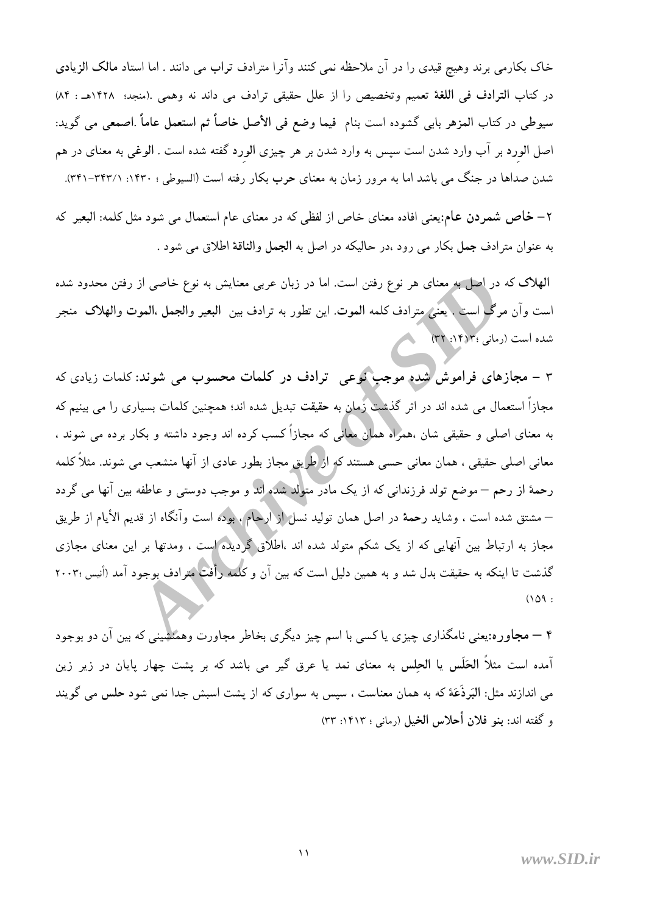خاک بکارمی برند وهیچ قیدی را در آن ملاحظه نمی کنند وآنرا مترادف **تراب** می دانند . اما استاد **مالک الزیادی** در کتاب **الترادف فی اللغة** تعمیم وتخصیص را از علل حقیقی ترادف می داند نه وهمی .(منجد؛ ۱۴۲۸هـ : ۸۴) سیوطی در کتاب **المزهر** بابی گشوده است بنام **فیما وضع فی الأصل خاصاً ثم استعمل عاماً** .اصمعی می گوید: اصل **الوِرد** بر آب وارد شدن است سپس به وارد شدن بر هر چیزی **الورد** گفته شده است . **الوغی** به معنای در هم شدن صداها در جنگ می باشد اما به مرور زمان به معنای **حرب** بکار رفته است (السیوطی ؛ ۱۴۳۰: ۳۴۳/۱-۳۴۱).

۲- **خاص شمردن عام**:یعنی افاده معنای خاص از لفظی که در معنای عام استعمال می شود مثل کلمه: **البعیر** که به عنوان مترادف **جمل** بکار می رود ،در حالیکه در اصل به **الجمل** و**الناقة** اطلاق می شود .

**الهلاک** که در اصل به معنای هر نوع رفتن است. اما در زبان عربی معنایش به نوع خاصی از رفتن محدود شده است وآن مرگ است . یعنی مترادف کلمه **الموت**. این تطور به ترادف بین **البعیر والجمل ،الموت والهلاک** منجر شده است (رمانی ؛۱۴۱۳: ۳۲)

۳ – **مجازهای فراموش شده موجب نوعی ترادف در کلمات محسوب می شوند**: کلمات زیادی که مجازاً استعمال می شده اند در اثر گذشت زمان به **حقیقت** تبدیل شده اند؛ همچنین کلمات بسیاری را می بینیم که به معنای اصلی و حقیقی شان ،همراه همان معانی که مجازاً کسب کرده اند وجود داشته و بکار برده می شوند ، معانی اصلی حقیقی ، همان معانی حسی هستند که از طریق مجاز بطور عادی از آنها منشعب می شوند. مثلاً کلمه **رحمة از رحم** – موضع تولد فرزندانی که از یک مادر متولد شده اند و موجب دوستی و عاطفه بین آنها می گردد – مشتق شده است ، وشاید **رحمة** در اصل همان تولید نسل از ارحام ، بوده است وآنگاه از قدیم الأیام از طریق مجاز به ارتباط بین آنهایی که از یک شکم متولد شده اند ،اطلاق گردیده است ، ومدتها بر این معنای مجازی گذشت تا اینکه به حقیقت بدل شد و به همین دلیل است که بین آن و کلمه **رأفت** مترادف بوجود آمد (أنیس ؛۲۰۰۳ : ۱۵۹)

۴ – **مجاوره**:یعنی نامگذاری چیزی یا کسی با اسم چیز دیگری بخاطر مجاورت وهمنشینی که بین آن دو بوجود آمده است مثلاً **الحَلَس یا الحِلس** به معنای نمد یا عرق گیر می باشد که بر پشت چهار پایان در زیر زین می اندازند مثل: **البَرذَعَة** که به همان معناست ، سپس به سواری که از پشت اسبش جدا نمی شود **حلس** می گویند و گفته اند: **بنو فلان أحلاس الخیل** (رمانی ؛ ۱۴۱۳: ۳۳)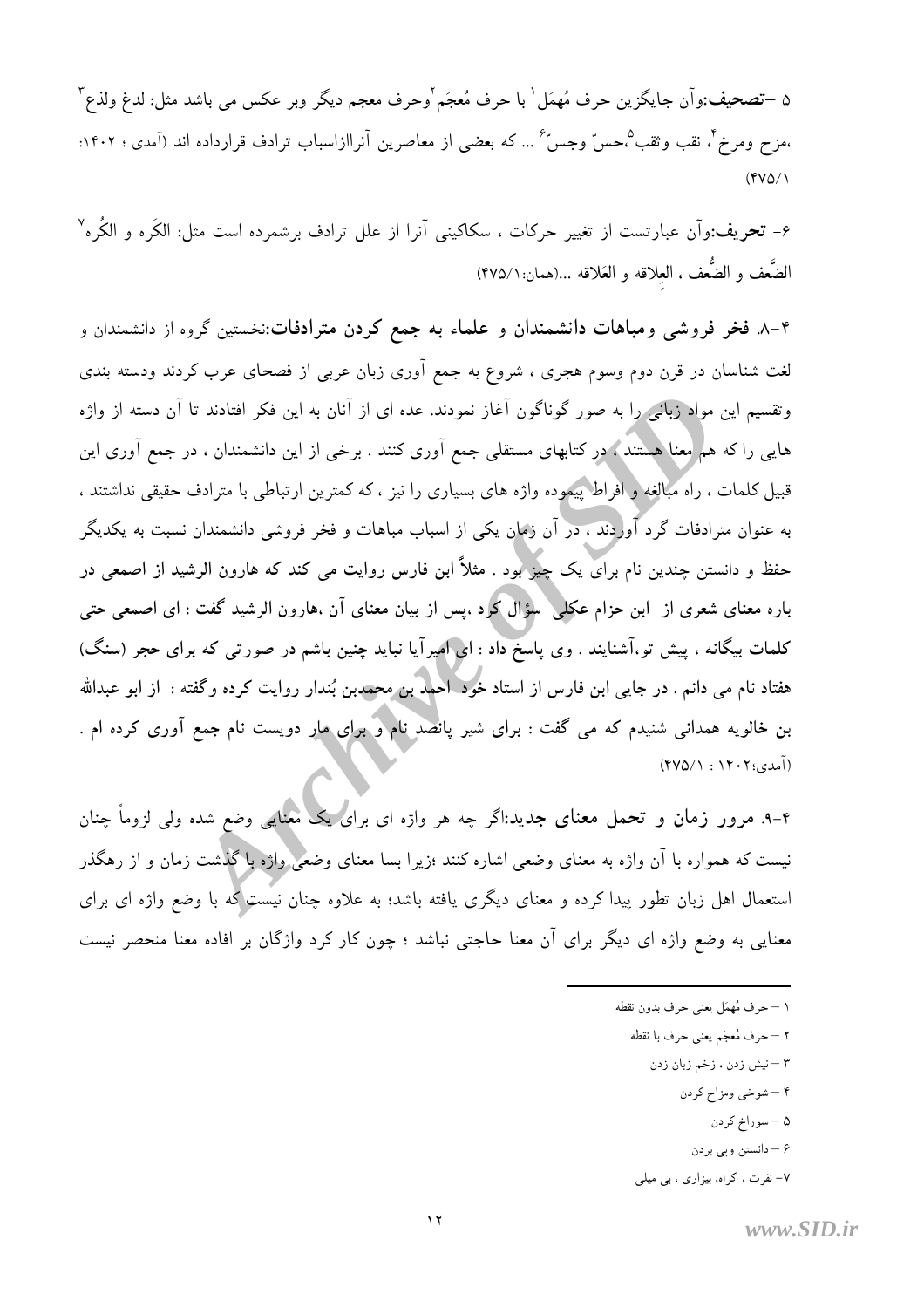۵ -**تصحیف**:وآن جایگزین حرف مُهمَل[1] با حرف مُعجَم[2]وحرف معجم دیگر وبر عکس می باشد مثل: لدغ ولذع[3] ،مزح ومرخ[4]، نقب وثقب[5]،حسّ وجسّ[6] ... که بعضی از معاصرین آنرااز اسباب ترادف قرارداده اند (آمدی ؛ ۱۴۰۲: ۴۷۵/۱)

۶- **تحریف**:وآن عبارتست از تغییر حرکات ، سکاکینی آنرا از علل ترادف برشمرده است مثل: الکَره و الکُره[7] الضَّعف و الضُّعف ، العِلاقه و العَلاقه ...(همان:۴۷۵/۱)

**۴-۸. فخر فروشی ومباهات دانشمندان و علماء به جمع کردن مترادفات**:نخستین گروه از دانشمندان و لغت شناسان در قرن دوم وسوم هجری ، شروع به جمع آوری زبان عربی از فصحای عرب کردند ودسته بندی وتقسیم این مواد زبانی را به صور گوناگون آغاز نمودند. عده ای از آنان به این فکر افتادند تا آن دسته از واژه هایی را که هم معنا هستند ، در کتابهای مستقلی جمع آوری کنند . برخی از این دانشمندان ، در جمع آوری این قبیل کلمات ، راه مبالغه و افراط پیموده واژه های بسیاری را نیز ، که کمترین ارتباطی با مترادف حقیقی نداشتند ، به عنوان مترادفات گرد آوردند ، در آن زمان یکی از اسباب مباهات و فخر فروشی دانشمندان نسبت به یکدیگر حفظ و دانستن چندین نام برای یک چیز بود . **مثلاً ابن فارس روایت می کند که هارون الرشید از اصمعی در باره معنای شعری از ابن حزام عکلی سؤال کرد ،پس از بیان معنای آن ،هارون الرشید گفت : ای اصمعی حتی کلمات بیگانه ، پیش تو،آشنایند . وی پاسخ داد : ای امیرآیا نباید چنین باشم در صورتی که برای حجر (سنگ) هفتاد نام می دانم . در جایی ابن فارس از استاد خود احمد بن محمدبن بُندار روایت کرده وگفته : از ابو عبدالله بن خالویه همدانی شنیدم که می گفت : برای شیر پانصد نام و برای مار دویست نام جمع آوری کرده ام .** (آمدی؛۱۴۰۲ : ۴۷۵/۱)

**۴-۹. مرور زمان و تحمل معنای جدید**:اگر چه هر واژه ای برای یک معنایی وضع شده ولی لزوماً چنان نیست که همواره با آن واژه به معنای وضعی اشاره کنند ؛زیرا بسا معنای وضعی واژه با گذشت زمان و از رهگذر استعمال اهل زبان تطور پیدا کرده و معنای دیگری یافته باشد؛ به علاوه چنان نیست که با وضع واژه ای برای معنایی به وضع واژه ای دیگر برای آن معنا حاجتی نباشد ؛ چون کار کرد واژگان بر افاده معنا منحصر نیست

---

۱ – حرف مُهمَل یعنی حرف بدون نقطه

۲ – حرف مُعجَم یعنی حرف با نقطه

۳ – نیش زدن ، زخم زبان زدن

۴ – شوخی ومزاح کردن

۵ – سوراخ کردن

۶ – دانستن وپی بردن

۷- نفرت ، اکراه، بیزاری ، بی میلی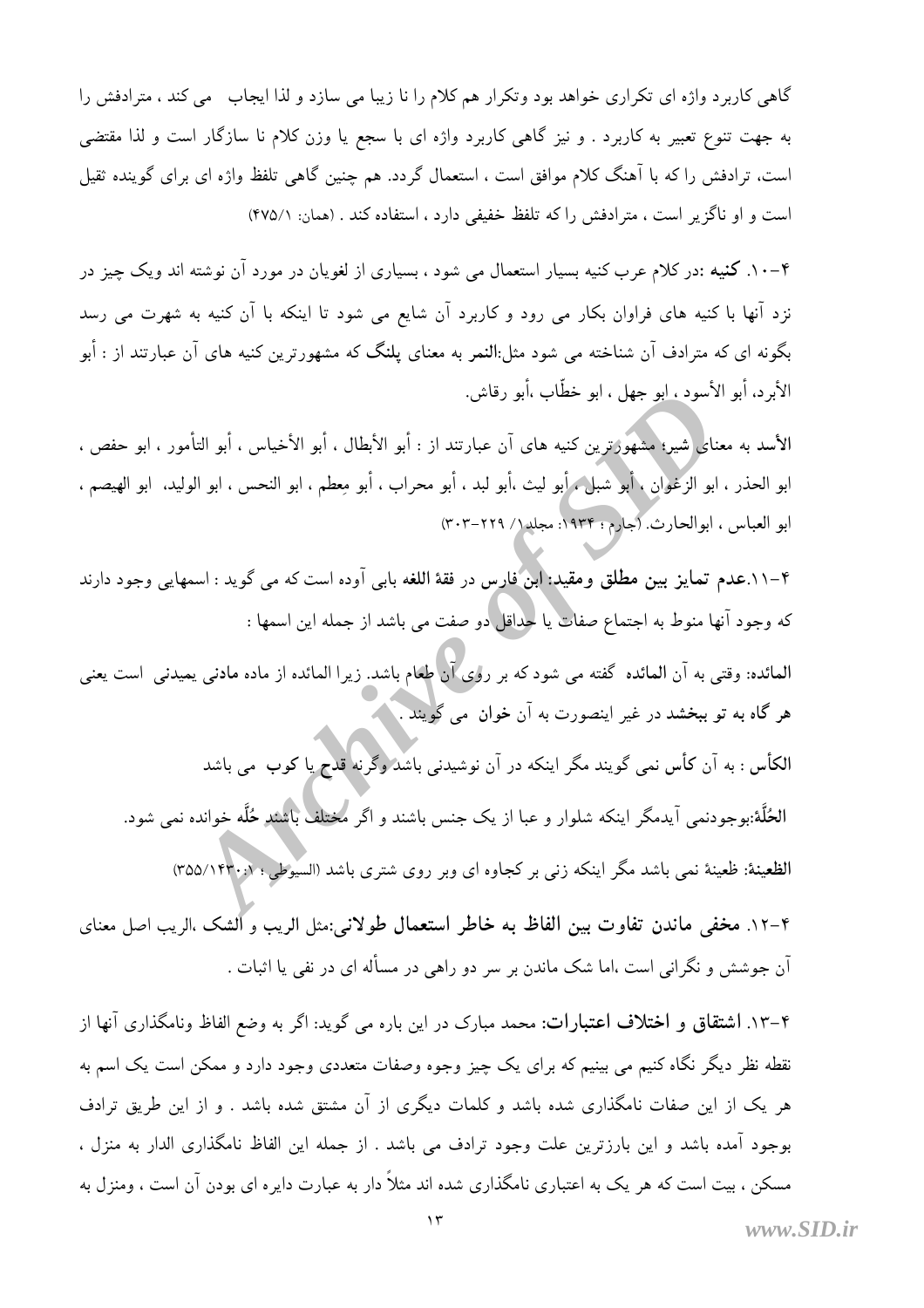گاهی کاربرد واژه ای تکراری خواهد بود وتکرار هم کلام را نا زیبا می سازد و لذا ایجاب می کند ، مترادفش را به جهت تنوع تعبیر به کاربرد . و نیز گاهی کاربرد واژه ای با سجع یا وزن کلام نا سازگار است و لذا مقتضی است، ترادفش را که با آهنگ کلام موافق است ، استعمال گردد. هم چنین گاهی تلفظ واژه ای برای گوینده ثقیل است و او ناگزیر است ، مترادفش را که تلفظ خفیفی دارد ، استفاده کند . (همان: ۴۷۵/۱)

۴-۱۰. **کنیه** :در کلام عرب کنیه بسیار استعمال می شود ، بسیاری از لغویان در مورد آن نوشته اند ویک چیز در نزد آنها با کنیه های فراوان بکار می رود و کاربرد آن شایع می شود تا اینکه با آن کنیه به شهرت می رسد بگونه ای که مترادف آن شناخته می شود مثل:**النمر** به معنای **پلنگ** که مشهورترین کنیه های آن عبارتند از : أبو الأبرد، أبو الأسود ، ابو جهل ، ابو خطّاب ،أبو رقاش.

**الأسد** به معنای شیر؛ مشهورترین کنیه های آن عبارتند از : أبو الأبطال ، أبو الأخیاس ، أبو التأمور ، ابو حفص ، ابو الحذر ، ابو الزغوان ، أبو شبل ، أبو لیث ،أبو لبد ، أبو محراب ، أبو مِعطم ، ابو النحس ، ابو الولید، ابو الهیصم ، ابو العباس ، ابوالحارث. (جارم ؛ ۱۹۳۴: مجلد۱/ ۲۲۹-۳۰۳)

۴-۱۱.**عدم تمایز بین مطلق ومقید:** ابن فارس در **فقهٔ اللغه** بابی آوده است که می گوید : اسمهایی وجود دارند که وجود آنها منوط به اجتماع صفات یا حداقل دو صفت می باشد از جمله این اسمها :

**المائده**: وقتی به آن **المائده** گفته می شود که بر روی آن طعام باشد. زیرا المائده از ماده **مادنی یمیدنی** است یعنی **هر گاه به تو ببخشد** در غیر اینصورت به آن **خوان** می گویند .

**الکأس** : به آن کأس نمی گویند مگر اینکه در آن نوشیدنی باشد وگرنه **قدح** یا **کوب** می باشد

**الحُلَّة**:بوجودنمی آیدمگر اینکه شلوار و عبا از یک جنس باشند و اگر مختلف باشند حُلَّه خوانده نمی شود.

**الظعینة**: ظعینهٔ نمی باشد مگر اینکه زنی بر کجاوه ای وبر روی شتری باشد (السیوطی ؛ ۱۴۳۰:۱/ ۳۵۵)

۴-۱۲. **مخفی ماندن تفاوت بین الفاظ به خاطر استعمال طولانی**:مثل **الریب و الشک** ،الریب اصل معنای آن جوشش و نگرانی است ،اما شک ماندن بر سر دو راهی در مسأله ای در نفی یا اثبات .

۴-۱۳. **اشتقاق و اختلاف اعتبارات:** محمد مبارک در این باره می گوید: اگر به وضع الفاظ ونامگذاری آنها از نقطه نظر دیگر نگاه کنیم می بینیم که برای یک چیز وجوه وصفات متعددی وجود دارد و ممکن است یک اسم به هر یک از این صفات نامگذاری شده باشد و کلمات دیگری از آن مشتق شده باشد . و از این طریق ترادف بوجود آمده باشد و این بارزترین علت وجود ترادف می باشد . از جمله این الفاظ نامگذاری الدار به منزل ، مسکن ، بیت است که هر یک به اعتباری نامگذاری شده اند مثلاً دار به عبارت دایره ای بودن آن است ، ومنزل به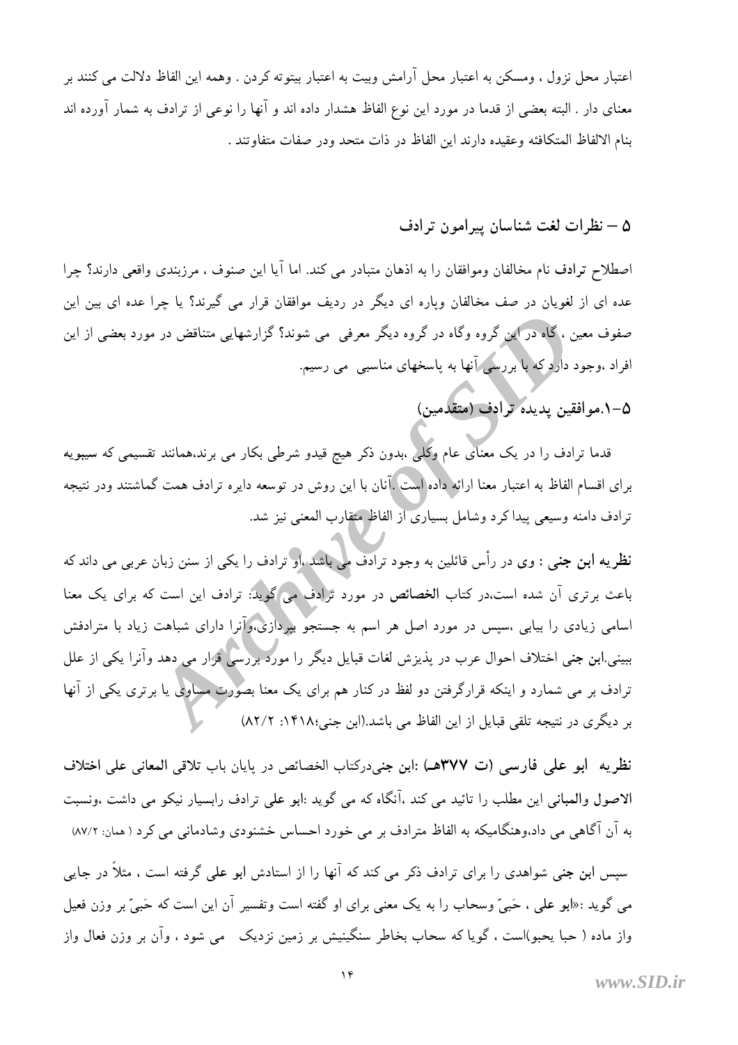اعتبار محل نزول ، ومسکن به اعتبار محل آرامش وبیت به اعتبار بیتوته کردن . وهمه این الفاظ دلالت می کنند بر معنای دار . البته بعضی از قدما در مورد این نوع الفاظ هشدار داده اند و آنها را نوعی از ترادف به شمار آورده اند بنام الالفاظ المتکافئه وعقیده دارند این الفاظ در ذات متحد ودر صفات متفاوتند .

## ۵ – نظرات لغت شناسان پیرامون ترادف

اصطلاح ترادف نام مخالفان وموافقان را به اذهان متبادر می کند. اما آیا این صنوف ، مرزبندی واقعی دارند؟ چرا عده ای از لغویان در صف مخالفان وپاره ای دیگر در ردیف موافقان قرار می گیرند؟ یا چرا عده ای بین این صفوف معین ، گاه در این گروه وگاه در گروه دیگر معرفی می شوند؟ گزارشهایی متناقض در مورد بعضی از این افراد ،وجود دارد که با بررسی آنها به پاسخهای مناسبی می رسیم.

### ۵-۱.موافقین پدیده ترادف (متقدمین)

قدما ترادف را در یک معنای عام وکلی ،بدون ذکر هیچ قیدو شرطی بکار می برند،همانند تقسیمی که سیبویه برای اقسام الفاظ به اعتبار معنا ارائه داده است .آنان با این روش در توسعه دایره ترادف همت گماشتند ودر نتیجه ترادف دامنه وسیعی پیدا کرد وشامل بسیاری از الفاظ متقارب المعنی نیز شد.

**نظریه ابن جنی** : وی در رأس قائلین به وجود ترادف می باشد ،او ترادف را یکی از سنن زبان عربی می داند که باعث برتری آن شده است،در کتاب **الخصائص** در مورد ترادف می گوید: ترادف این است که برای یک معنا اسامی زیادی را بیابی ،سپس در مورد اصل هر اسم به جستجو بپردازی،وآنرا دارای شباهت زیاد با مترادفش ببینی.ابن جنی اختلاف احوال عرب در پذیزش لغات قبایل دیگر را مورد بررسی قرار می دهد وآنرا یکی از علل ترادف بر می شمارد و اینکه قرارگرفتن دو لفظ در کنار هم برای یک معنا بصورت مساوی یا برتری یکی از آنها بر دیگری در نتیجه تلقی قبایل از این الفاظ می باشد.(ابن جنی؛۱۴۱۸: ۲/۸۲)

**نظریه ابو علی فارسی (ت ۳۷۷هـ)** :ابن جنیدرکتاب الخصائص در پایان باب **تلاقی المعانی علی اختلاف الاصول والمبانی** این مطلب را تائید می کند ،آنگاه که می گوید :ابو علی ترادف رابسیار نیکو می داشت ،ونسبت به آن آگاهی می داد،وهنگامیکه به الفاظ مترادف بر می خورد احساس خشنودی وشادمانی می کرد ( همان: ۲/۸۷)

سپس ابن جنی شواهدی را برای ترادف ذکر می کند که آنها را از استادش ابو علی گرفته است ، مثلاً در جایی می گوید :«ابو علی ، حَبیّ وسحاب را به یک معنی برای او گفته است وتفسیر آن این است که حَبیّ بر وزن فعیل واز ماده ( حبا یحبو)است ، گویا که سحاب بخاطر سنگینیش بر زمین نزدیک می شود ، وآن بر وزن فعال واز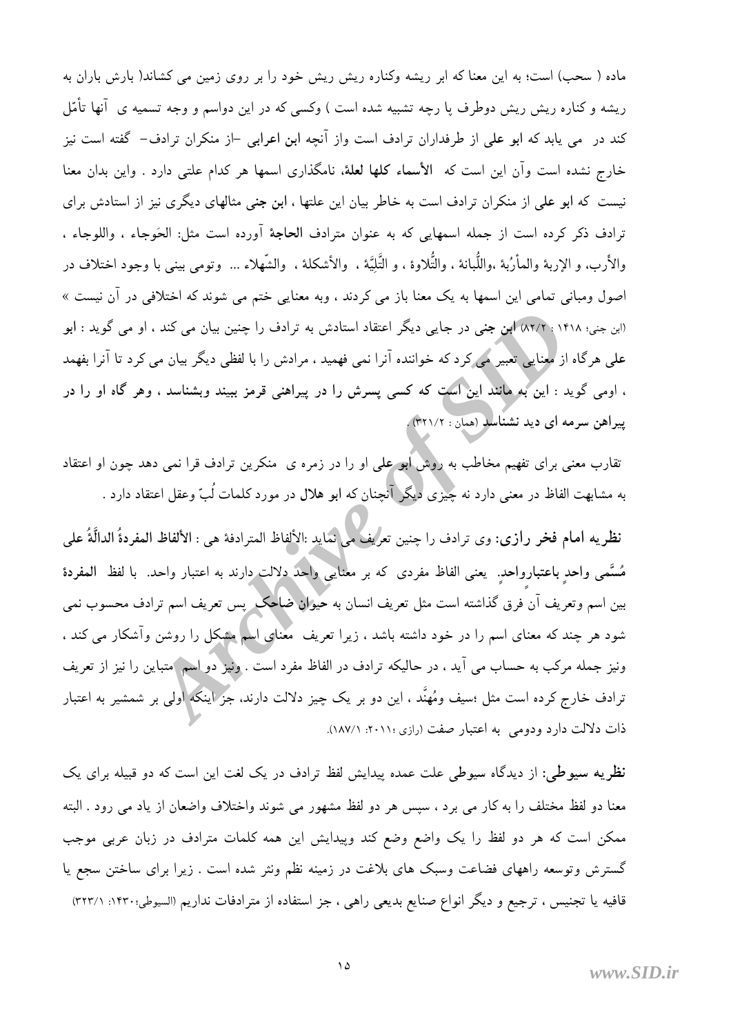ماده ( سحب) است؛ به این معنا که ابر ریشه وکناره ریش ریش خود را بر روی زمین می کشاند( بارش باران به ریشه و کناره ریش ریش دوطرف یا رچه تشبیه شده است ) وکسی که در این دواسم و وجه تسمیه ی آنها تأمّل کند در می یابد که **ابو علی** از طرفداران ترادف است واز آنچه **ابن اعرابی** –از منکران ترادف– گفته است نیز خارج نشده است وآن این است که **الأسماء کلها لعلة**، نامگذاری اسمها هر کدام علتی دارد . واین بدان معنا نیست که **ابو علی** از منکران ترادف است به خاطر بیان این علتها ، **ابن جنی** مثالهای دیگری نیز از استادش برای ترادف ذکر کرده است از جمله اسمهایی که به عنوان مترادف **الحاجة** آورده است مثل: الحَوجاء ، واللوجاء ، والأُرب، و الإربة والمأرُبة ،واللُّبانة ، والتُّلاوة ، و التَّلِيَّة ، والأشكلة ، والشّهلاء ... وتومی بینی با وجود اختلاف در اصول ومبانی تمامی این اسمها به یک معنا باز می کردند ، وبه معنایی ختم می شوند که اختلافی در آن نیست » (ابن جنی؛ ۱۴۱۸ : ۸۲/۲) **ابن جنی** در جایی دیگر اعتقاد استادش به ترادف را چنین بیان می کند ، او می گوید : **ابو علی** هرگاه از معنایی تعبیر می کرد که خواننده آنرا نمی فهمید ، مرادش را با لفظی دیگر بیان می کرد تا آنرا بفهمد ، اومی گوید : **این به مانند این است که کسی پسرش را در پیراهنی قرمز ببیند وبشناسد ، وهر گاه او را در پیراهن سرمه ای دید نشناسد** (همان : ۳۲۱/۲) .

تقارب معنی برای تفهیم مخاطب به روش **ابو علی** او را در زمره ی منکرین ترادف قرا نمی دهد چون او اعتقاد به مشابهت الفاظ در معنی دارد نه چیزی دیگر آنچنان که **ابو هلال** در مورد کلمات لُبّ وعقل اعتقاد دارد .

**نظریه امام فخر رازی:** وی ترادف را چنین تعریف می نماید :الألفاظ المترادفة هی : **الألفاظ المفردةُ الدالَّةُ علی مُسَّمی واحدٍ باعتبارواحدٍ.** یعنی الفاظ مفردی که بر معنایی واحد دلالت دارند به اعتبار واحد. با لفظ **المفردة** بین اسم وتعریف آن فرق گذاشته است مثل تعریف انسان به **حیوان ضاحک** پس تعریف اسم ترادف محسوب نمی شود هر چند که معنای اسم را در خود داشته باشد ، زیرا تعریف معنای اسم مشکل را روشن وآشکار می کند ، ونیز جمله مرکب به حساب می آید ، در حالیکه ترادف در الفاظ مفرد است . ونیز دو اسم متباین را نیز از تعریف ترادف خارج کرده است مثل ؛سیف ومُهنَّد ، این دو بر یک چیز دلالت دارند، جز اینکه اولی بر شمشیر به اعتبار ذات دلالت دارد ودومی به اعتبار صفت (رازی ؛۲۰۱۱: ۱۸۷/۱).

**نظریه سیوطی:** از دیدگاه سیوطی علت عمده پیدایش لفظ ترادف در یک لغت این است که دو قبیله برای یک معنا دو لفظ مختلف را به کار می برد ، سپس هر دو لفظ مشهور می شوند واختلاف واضعان از یاد می رود . البته ممکن است که هر دو لفظ را یک واضع وضع کند وپیدایش این همه کلمات مترادف در زبان عربی موجب گسترش وتوسعه راههای فضاعت وسبک های بلاغت در زمینه نظم ونثر شده است . زیرا برای ساختن سجع یا قافیه یا تجنیس ، ترجیع و دیگر انواع صنایع بدیعی راهی ، جز استفاده از مترادفات نداریم (السیوطی؛۱۴۳۰: ۳۲۳/۱)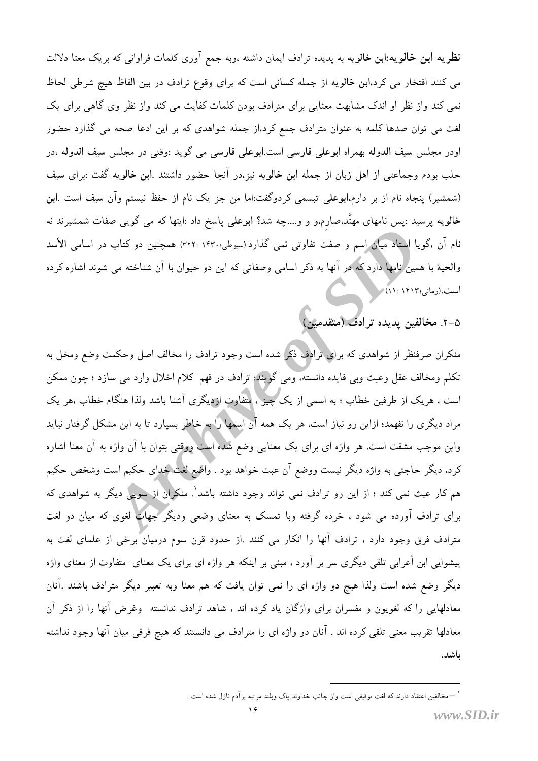**نظریه ابن خالویه**:**ابن خالویه** به پدیده ترادف ایمان داشته ،وبه جمع آوری کلمات فراوانی که بریک معنا دلالت می کنند افتخار می کرد،**ابن خالویه** از جمله کسانی است که برای وقوع ترادف در بین الفاظ هیچ شرطی لحاظ نمی کند واز نظر او اندک مشابهت معنایی برای مترادف بودن کلمات کفایت می کند واز نظر وی گاهی برای یک لغت می توان صدها کلمه به عنوان مترادف جمع کرد،از جمله شواهدی که بر این ادعا صحه می گذارد حضور اودر مجلس **سیف الدوله** بهمراه **ابوعلی فارسی** است.**ابوعلی فارسی** می گوید :وقتی در مجلس **سیف الدوله** ،در حلب بودم وجماعتی از اهل زبان از جمله **ابن خالویه** نیز،در آنجا حضور داشتند .**ابن خالویه** گفت :برای **سیف** (شمشیر) پنجاه نام از بر دارم،**ابوعلی** تبسمی کردوگفت:اما من جز یک نام از حفظ نیستم وآن سیف است .**ابن خالویه** پرسید :پس نامهای مهنَّد،صارِم،و و و....چه شد؟ **ابوعلی** پاسخ داد :اینها که می گویی صفات شمشیرند نه نام آن ،گویا استاد میان اسم و صفت تفاوتی نمی گذارد.(سیوطی؛۱۴۳۰ :۳۲۲) همچنین دو کتاب در اسامی **الأسد والحیهٔ** با همین نامها دارد که در آنها به ذکر اسامی وصفاتی که این دو حیوان با آن شناخته می شوند اشاره کرده است.(رمانی؛۱۴۱۳ :۱۱)

## ۵-۲. مخالفین پدیده ترادف (متقدمین)

منکران صرفنظر از شواهدی که برای ترادف ذکر شده است وجود ترادف را مخالف اصل وحکمت وضع ومخل به تکلم ومخالف عقل وعبث وبی فایده دانسته، ومی گویند: ترادف در فهم کلام اخلال وارد می سازد ؛ چون ممکن است ، هریک از طرفین خطاب ؛ به اسمی از یک چیز ، متفاوت ازدیگری آشنا باشد ولذا هنگام خطاب ،هر یک مراد دیگری را نفهمد؛ ازاین رو نیاز است، هر یک همه آن اسمها را به خاطر بسپارد تا به این مشکل گرفتار نیاید واین موجب مشقت است. هر واژه ای برای یک معنایی وضع شده است ووقتی بتوان با آن واژه به آن معنا اشاره کرد، دیگر حاجتی به واژه دیگر نیست ووضع آن عبث خواهد بود . واضع لغت خدای حکیم است وشخص حکیم هم کار عبث نمی کند ؛ از این رو ترادف نمی تواند وجود داشته باشد[۱]. منکران از سویی دیگر به شواهدی که برای ترادف آورده می شود ، خرده گرفته وبا تمسک به معنای وضعی ودیگر جهات لغوی که میان دو لغت مترادف فرق وجود دارد ، ترادف آنها را انکار می کنند .از حدود قرن سوم درمیان برخی از علمای لغت به پیشوایی ابن أعرابی تلقی دیگری سر بر آورد ، مبنی بر اینکه هر واژه ای برای یک معنای متفاوت از معنای واژه دیگر وضع شده است ولذا هیچ دو واژه ای را نمی توان یافت که هم معنا وبه تعبیر دیگر مترادف باشند .آنان معادلهایی را که لغویون و مفسران برای واژگان یاد کرده اند ، شاهد ترادف ندانسته وغرض آنها را از ذکر آن معادلها تقریب معنی تلقی کرده اند . آنان دو واژه ای را مترادف می دانستند که هیچ فرقی میان آنها وجود نداشته باشد.

---

[۱] – مخالفین اعتقاد دارند که لغت توقیفی است واز جانب خداوند پاک وبلند مرتبه برآدم نازل شده است .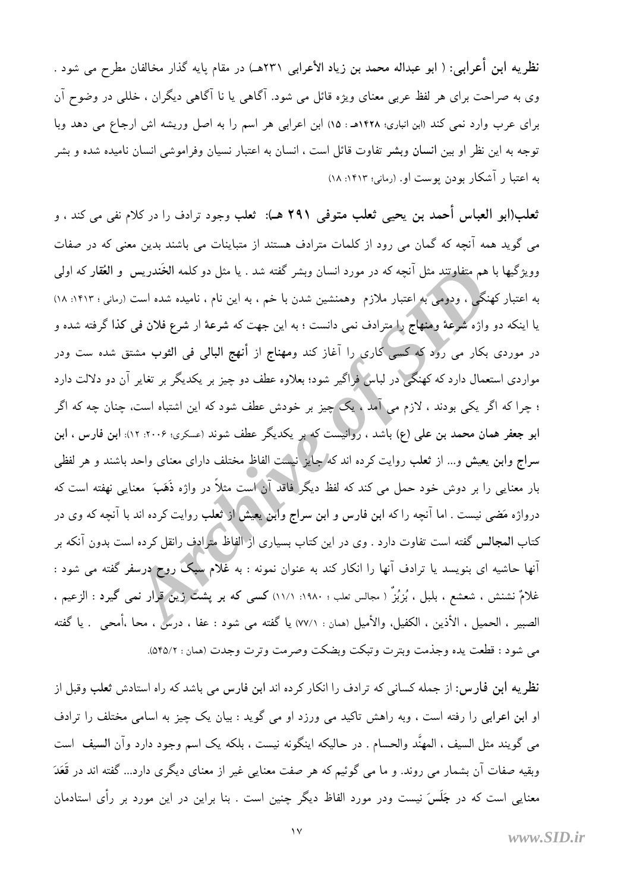**نظریه ابن أعرابی:** ( ابو عبداله محمد بن زیاد الأعرابی ۲۳۱هـ) در مقام پایه گذار مخالفان مطرح می شود . وی به صراحت برای هر لفظ عربی معنای ویژه قائل می شود. آگاهی یا نا آگاهی دیگران ، خللی در وضوح آن برای عرب وارد نمی کند (ابن انباری؛ ۱۴۲۸هـ : ۱۵) ابن اعرابی هر اسم را به اصل وریشه اش ارجاع می دهد وبا توجه به این نظر او بین **انسان** و**بشر** تفاوت قائل است ، انسان به اعتبار نسیان وفراموشی انسان نامیده شده و بشر به اعتبا ر آشکار بودن پوست او. (رمانی؛ ۱۴۱۳: ۱۸)

**ثعلب(ابو العباس أحمد بن یحیی ثعلب متوفی ۲۹۱ هـ):** **ثعلب** وجود ترادف را در کلام نفی می کند ، و می گوید همه آنچه که گمان می رود از کلمات مترادف هستند از متباینات می باشند بدین معنی که در صفات وویژگیها با هم متفاوتند مثل آنچه که در مورد انسان وبشر گفته شد . یا مثل دو کلمه **الخَندریس** و **العُقار** که اولی به اعتبار کهنگی ، ودومی به اعتبار ملازم وهمنشین شدن با خم ، به این نام ، نامیده شده است (رمانی ؛ ۱۴۱۳: ۱۸) یا اینکه دو واژه **شرعة** و**منهاج** را مترادف نمی دانست ؛ به این جهت که **شرعة** ار **شرع فلان فی کذا** گرفته شده و در موردی بکار می رود که کسی کاری را آغاز کند و**مهناج** از **أنهج البالی فی الثوب** مشتق شده ست ودر مواردی استعمال دارد که کهنگی در لباس فراگیر شود؛ بعلاوه عطف دو چیز بر یکدیگر بر تغایر آن دو دلالت دارد ؛ چرا که اگر یکی بودند ، لازم می آمد ، یک چیز بر خودش عطف شود که این اشتباه است، چنان چه که اگر **ابو جعفر همان محمد بن علی (ع)** باشد ، روانیست که بر یکدیگر عطف شوند (عسکری؛ ۲۰۰۶: ۱۲): **ابن فارس** ، **ابن سراج** و**ابن یعیش** و... از **ثعلب** روایت کرده اند که جایز نیست الفاظ مختلف دارای معنای واحد باشند و هر لفظی بار معنایی را بر دوش خود حمل می کند که لفظ دیگر فاقد آن است مثلاً در واژه **ذَهَبَ** معنایی نهفته است که دروازه **مَضی** نیست . اما آنچه را که **ابن فارس** و **ابن سراج** و**ابن یعیش** از **ثعلب** روایت کرده اند با آنچه که وی در کتاب **المجالس** گفته است تفاوت دارد . وی در این کتاب بسیاری از الفاظ مترادف رانقل کرده است بدون آنکه بر آنها حاشیه ای بنویسد یا ترادف آنها را انکار کند به عنوان نمونه : به **غلام سبک روح** **درسفر** گفته می شود : غلامٌ نشنش ، شعشع ، بلبل ، بُزبُزٌ ( مجالس ثعلب ؛ ۱۹۸۰: ۱۱/۱) **کسی که بر پشت زین قرار نمی گیرد** : الزعیم ، الصبیر ، الحمیل ، الأذین ، الکفیل، والأمیل (همان : ۷۷/۱) یا گفته می شود : عفا ، درس ، محا ،أمحی . یا گفته می شود : قطعت یده وجذمت وبترت وتبکت وبضکت وصرمت وترت وجدت (همان : ۵۴۵/۲).

**نظریه ابن فارس:** از جمله کسانی که ترادف را انکار کرده اند **ابن فارس** می باشد که راه استادش **ثعلب** وقبل از او **ابن اعرابی** را رفته است ، وبه راهش تاکید می ورزد او می گوید : بیان یک چیز به اسامی مختلف را ترادف می گویند مثل السیف ، المهنَّد والحسام . در حالیکه اینگونه نیست ، بلکه یک اسم وجود دارد وآن **السیف** است وبقیه صفات آن بشمار می روند. و ما می گوئیم که هر صفت معنایی غیر از معنای دیگری دارد... گفته اند در **قَعَدَ** معنایی است که در **جَلَسَ** نیست ودر مورد الفاظ دیگر چنین است . بنا براین در این مورد بر رأی استادمان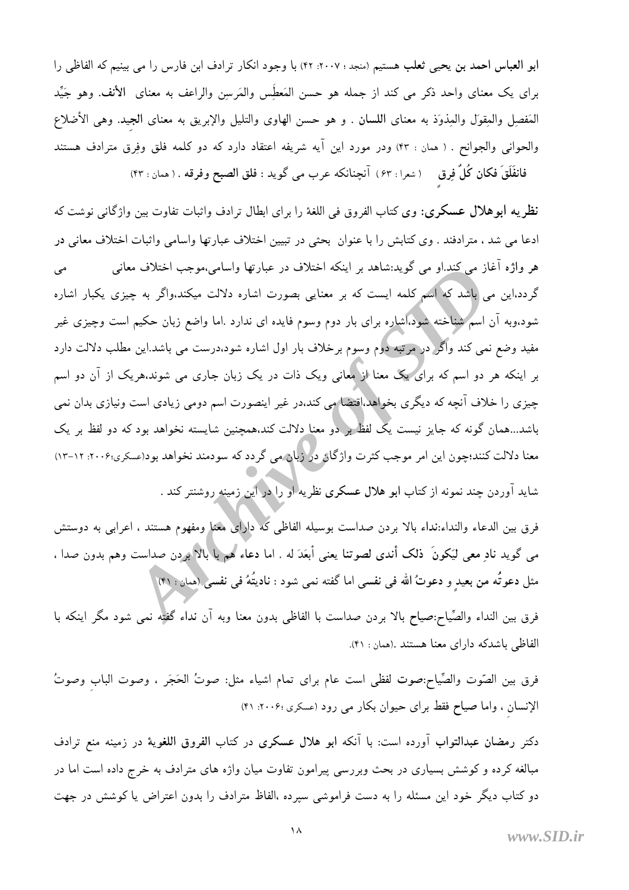**ابو العباس احمد بن یحیی ثعلب** هستیم (منجد ؛ ۲۰۰۷: ۴۲) با وجود انکار ترادف ابن فارس را می بینیم که الفاظی را برای یک معنای واحد ذکر می کند از جمله هو حسن المَعطِس والمَرسِن والراعف به معنای **الأنف**. وهو جَیِّد المَفصِل والمِقوَل والمِذوَد به معنای **اللسان** . و هو حسن الهاوی والتلیل والإبریق به معنای **الجید**. وهی الأضلاع والحوانی والجوانح . ( همان : ۴۳) ودر مورد این آیه شریفه اعتقاد دارد که دو کلمه فلق وفِرق مترادف هستند **فانفَلَقَ فکان کُلُّ فِرقٍ** ( شعرا : ۶۳ ) آنچنانکه عرب می گوید : **فلق الصبح وفرقه** . ( همان : ۴۳)

**نظریه ابوهلال عسکری:** وی کتاب الفروق فی اللغة را برای ابطال ترادف واثبات تفاوت بین واژگانی نوشت که ادعا می شد ، مترادفند . وی کتابش را با عنوان بحثی در تبیین اختلاف عبارتها واسامی واثبات اختلاف معانی در هر واژه آغاز می کند.او می گوید:شاهد بر اینکه اختلاف در عبارتها واسامی،موجب اختلاف معانی می گردد،این می باشد که اسم کلمه ایست که بر معنایی بصورت اشاره دلالت میکند،واگر به چیزی یکبار اشاره شود،وبه آن اسم شناخته شود،اشاره برای بار دوم وسوم فایده ای ندارد .اما واضع زبان حکیم است وچیزی غیر مفید وضع نمی کند واگر در مرتبه دوم وسوم برخلاف بار اول اشاره شود،درست می باشد.این مطلب دلالت دارد بر اینکه هر دو اسم که برای یک معنا از معانی ویک ذات در یک زبان جاری می شوند،هریک از آن دو اسم چیزی را خلاف آنچه که دیگری بخواهد،اقتضا می کند،در غیر اینصورت اسم دومی زیادی است ونیازی بدان نمی باشد...همان گونه که جایز نیست یک لفظ بر دو معنا دلالت کند،همچنین شایسته نخواهد بود که دو لفظ بر یک معنا دلالت کنند؛چون این امر موجب کثرت واژگان در زبان می گردد که سودمند نخواهد بود(عسکری؛۲۰۰۶: ۱۲-۱۳)

شاید آوردن چند نمونه از کتاب **ابو هلال عسکری** نظریه او را در این زمینه روشنتر کند .

فرق بین الدعاء والنداء:نداء بالا بردن صداست بوسیله الفاظی که دارای معنا ومفهوم هستند ، اعرابی به دوستش می گوید **نادِ معی لِیَکونَ ذلک أندی لصوتنا** یعنی أبعَدَ له . اما **دعاء** هم با بالا بردن صداست وهم بدون صدا ، مثل **دعوتُه من بعیدٍ** و **دعوتُ الله فی نفسی** اما گفته نمی شود : **نادیتُهُ فی نفسی** (همان : ۴۱)

فرق بین النداء والصِّیاح:**صیاح** بالا بردن صداست با الفاظی بدون معنا وبه آن **نداء** گفته نمی شود مگر اینکه با الفاظی باشدکه دارای معنا هستند .(همان : ۴۱).

فرق بین الصّوت والصِّیاح:**صوت** لفظی است عام برای تمام اشیاء مثل: صوتُ الحَجَر ، وصوت البابِ وصوتُ الإنسانِ ، واما **صیاح** فقط برای حیوان بکار می رود (عسکری ؛۲۰۰۶: ۴۱)

دکتر **رمضان عبدالتواب** آورده است: با آنکه **ابو هلال عسکری** در کتاب **الفروق اللغویة** در زمینه منع ترادف مبالغه کرده و کوشش بسیاری در بحث وبررسی پیرامون تفاوت میان واژه های مترادف به خرج داده است اما در دو کتاب دیگر خود این مسئله را به دست فراموشی سپرده ،الفاظ مترادف را بدون اعتراض یا کوشش در جهت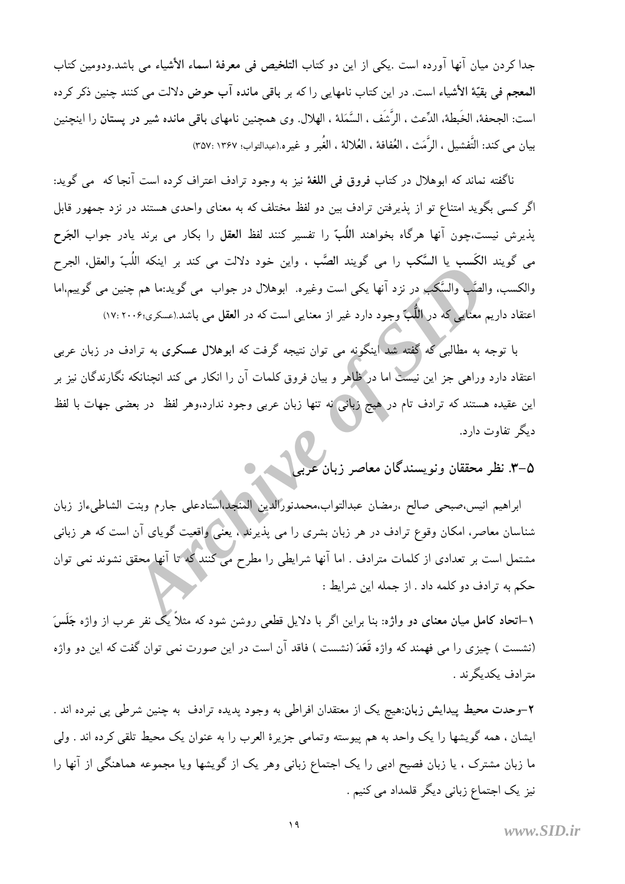جدا کردن میان آنها آورده است .یکی از این دو کتاب **التلخیص فی معرفة اسماء الأشیاء** می باشد.ودومین کتاب **المعجم فی بقیّة الأشیاء** است. در این کتاب نامهایی را که بر **باقی مانده آب حوض** دلالت می کنند چنین ذکر کرده است: الجحفة، الخَبطة، الدِّعث ، الرَّشَف ، السَّمَلة ، الهلال. وی همچنین نامهای **باقی مانده شیر در پستان** را اینچنین بیان می کند: التَّفشیل ، الرَّمَث ، العُفافة ، العُلالة ، الغُبر و غیره.(عبدالتواب؛ ۱۳۶۷ :۳۵۷)

ناگفته نماند که ابوهلال در کتاب **فروق فی اللغة** نیز به وجود ترادف اعتراف کرده است آنجا که می گوید: اگر کسی بگوید امتناع تو از پذیرفتن ترادف بین دو لفظ مختلف که به معنای واحدی هستند در نزد جمهور قابل پذیرش نیست،چون آنها هرگاه بخواهند **اللُبّ** را تفسیر کنند **لفظ العقل** را بکار می برند یادر جواب **الجَرح** می گویند **الکَسب** یا **السَّکب** را می گویند **الصَّب** ، واین خود دلالت می کند بر اینکه اللُبّ والعقل، الجرح والکسب، والصَّب والسَّکب در نزد آنها یکی است وغیره. ابوهلال در جواب می گوید:ما هم چنین می گوییم،اما اعتقاد داریم معنایی که در **اللُبّ** وجود دارد غیر از معنایی است که در **العقل** می باشد.(عسکری؛۲۰۰۶ :۱۷)

با توجه به مطالبی که گفته شد اینگونه می توان نتیجه گرفت که **ابوهلال عسکری** به ترادف در زبان عربی اعتقاد دارد وراهی جز این نیست اما در ظاهر و بیان فروق کلمات آن را انکار می کند انچنانکه نگارندگان نیز بر این عقیده هستند که ترادف تام در هیچ زبانی نه تنها زبان عربی وجود ندارد،وهر لفظ در بعضی جهات با لفظ دیگر تفاوت دارد.

### ۵-۳. نظر محققان ونویسندگان معاصر زبان عربی

ابراهیم انیس،صبحی صالح ،رمضان عبدالتواب،محمدنورالدین المنجد،استادعلی جارم وبنت الشاطیءاز زبان شناسان معاصر، امکان وقوع ترادف در هر زبان بشری را می پذیرند ، یعنی واقعیت گویای آن است که هر زبانی مشتمل است بر تعدادی از کلمات مترادف . اما آنها شرایطی را مطرح می کنند که تا آنها محقق نشوند نمی توان حکم به ترادف دو کلمه داد . از جمله این شرایط :

**۱–اتحاد کامل میان معنای دو واژه:** بنا براین اگر با دلایل قطعی روشن شود که مثلاً یک نفر عرب از واژه **جَلَسَ** (نشست ) چیزی را می فهمند که واژه **قَعَدَ** (نشست ) فاقد آن است در این صورت نمی توان گفت که این دو واژه مترادف یکدیگرند .

**۲–وحدت محیط پیدایش زبان:**هیچ یک از معتقدان افراطی به وجود پدیده ترادف به چنین شرطی پی نبرده اند . ایشان ، همه گویشها را یک واحد به هم پیوسته وتمامی جزیرة العرب را به عنوان یک محیط تلقی کرده اند . ولی ما زبان مشترک ، یا زبان فصیح ادبی را یک اجتماع زبانی وهر یک از گویشها ویا مجموعه هماهنگی از آنها را نیز یک اجتماع زبانی دیگر قلمداد می کنیم .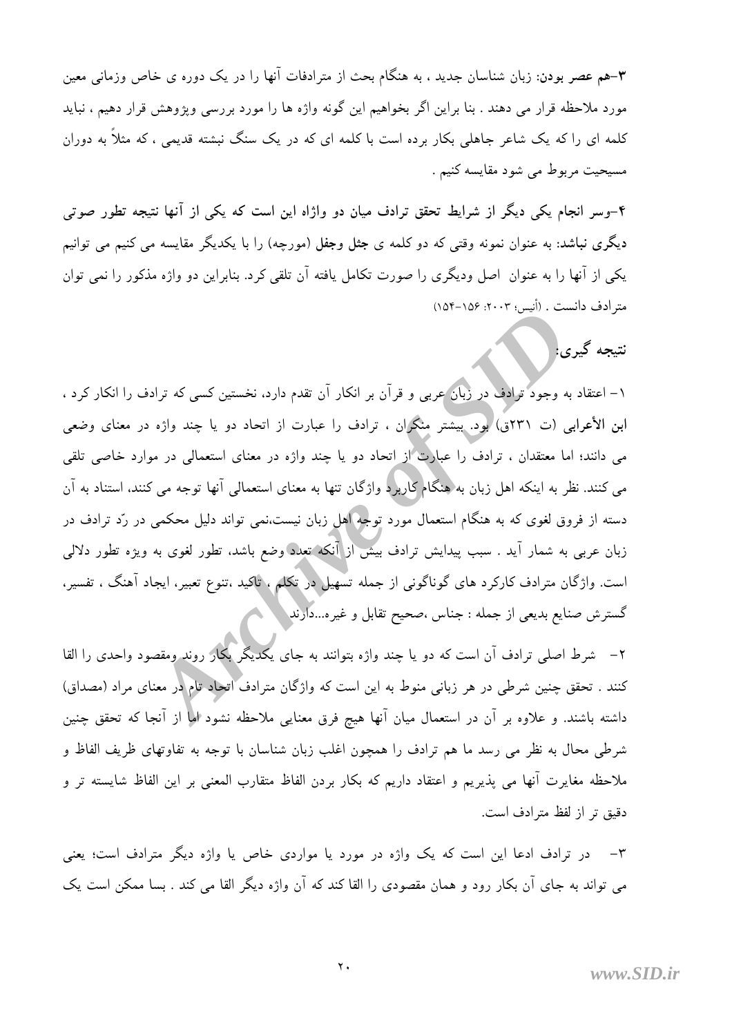**۳–هم عصر بودن:** زبان شناسان جدید ، به هنگام بحث از مترادفات آنها را در یک دوره ی خاص وزمانی معین مورد ملاحظه قرار می دهند . بنا براین اگر بخواهیم این گونه واژه ها را مورد بررسی وپژوهش قرار دهیم ، نباید کلمه ای را که یک شاعر جاهلی بکار برده است با کلمه ای که در یک سنگ نبشته قدیمی ، که مثلاً به دوران مسیحیت مربوط می شود مقایسه کنیم .

**۴–وسر انجام یکی دیگر از شرایط تحقق ترادف میان دو واژاه این است که یکی از آنها نتیجه تطور صوتی دیگری نباشد:** به عنوان نمونه وقتی که دو کلمه ی **جثل وجفل** (مورچه) را با یکدیگر مقایسه می کنیم می توانیم یکی از آنها را به عنوان اصل ودیگری را صورت تکامل یافته آن تلقی کرد. بنابراین دو واژه مذکور را نمی توان مترادف دانست . (أنیس؛ ۲۰۰۳: ۱۵۶–۱۵۴)

## نتیجه گیری:

۱– اعتقاد به وجود ترادف در زبان عربی و قرآن بر انکار آن تقدم دارد، نخستین کسی که ترادف را انکار کرد ، **ابن الأعرابی** (ت ۲۳۱ق) بود. بیشتر منکران ، ترادف را عبارت از اتحاد دو یا چند واژه در معنای وضعی می دانند؛ اما معتقدان ، ترادف را عبارت از اتحاد دو یا چند واژه در معنای استعمالی در موارد خاصی تلقی می کنند. نظر به اینکه اهل زبان به هنگام کاربرد واژگان تنها به معنای استعمالی آنها توجه می کنند، استناد به آن دسته از فروق لغوی که به هنگام استعمال مورد توجه اهل زبان نیست،نمی تواند دلیل محکمی در ردّ ترادف در زبان عربی به شمار آید . سبب پیدایش ترادف بیش از آنکه تعدد وضع باشد، تطور لغوی به ویژه تطور دلالی است. واژگان مترادف کارکرد های گوناگونی از جمله تسهیل در تکلم ، تاکید ،تنوع تعبیر، ایجاد آهنگ ، تفسیر، گسترش صنایع بدیعی از جمله : جناس ،صحیح تقابل و غیره...دارند.

۲– شرط اصلی ترادف آن است که دو یا چند واژه بتوانند به جای یکدیگر بکار روند ومقصود واحدی را القا کنند . تحقق چنین شرطی در هر زبانی منوط به این است که واژگان مترادف اتحاد تام در معنای مراد (مصداق) داشته باشند. و علاوه بر آن در استعمال میان آنها هیچ فرق معنایی ملاحظه نشود اما از آنجا که تحقق چنین شرطی محال به نظر می رسد ما هم ترادف را همچون اغلب زبان شناسان با توجه به تفاوتهای ظریف الفاظ و ملاحظه مغایرت آنها می پذیریم و اعتقاد داریم که بکار بردن الفاظ متقارب المعنی بر این الفاظ شایسته تر و دقیق تر از لفظ مترادف است.

۳– در ترادف ادعا این است که یک واژه در مورد یا مواردی خاص یا واژه دیگر مترادف است؛ یعنی می تواند به جای آن بکار رود و همان مقصودی را القا کند که آن واژه دیگر القا می کند . بسا ممکن است یک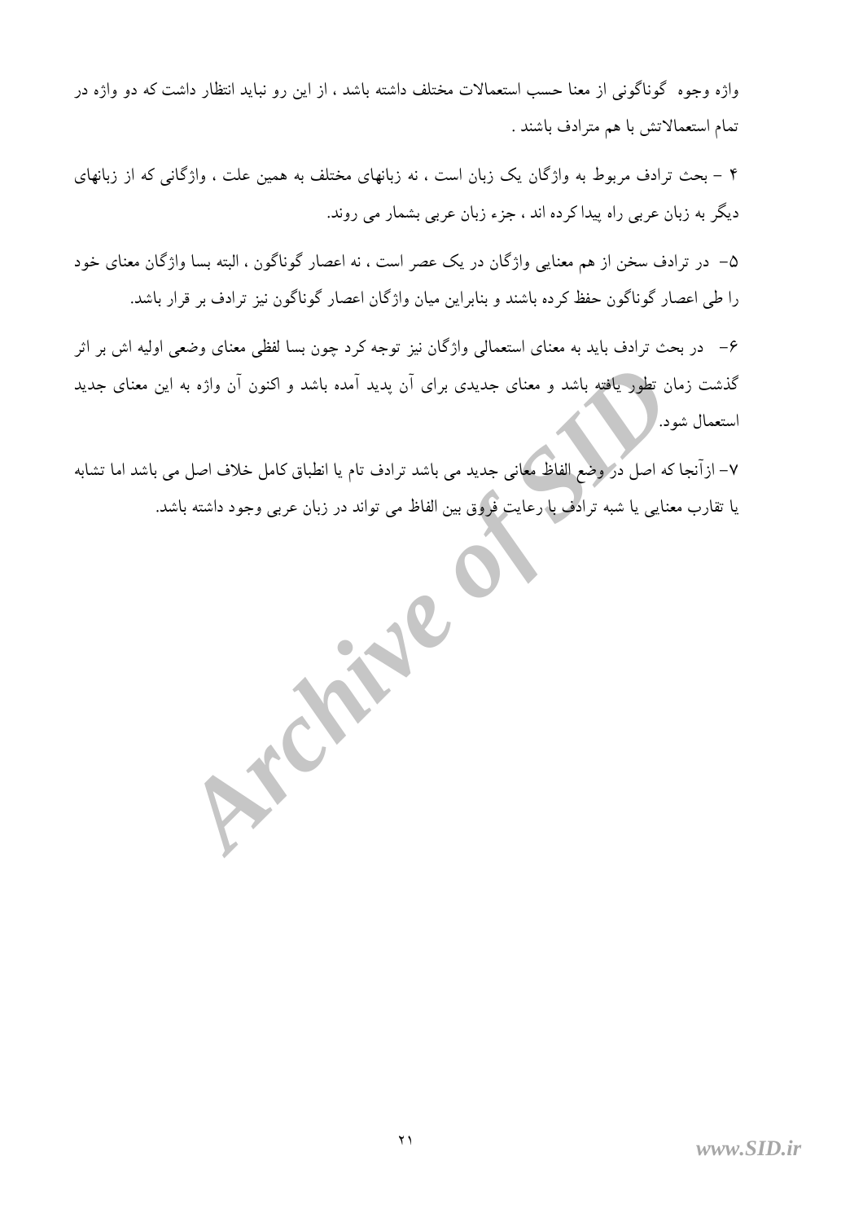واژه وجوه گوناگونی از معنا حسب استعمالات مختلف داشته باشد ، از این رو نباید انتظار داشت که دو واژه در تمام استعمالاتش با هم مترادف باشند .

۴ – بحث ترادف مربوط به واژگان یک زبان است ، نه زبانهای مختلف به همین علت ، واژگانی که از زبانهای دیگر به زبان عربی راه پیدا کرده اند ، جزء زبان عربی بشمار می روند.

۵– در ترادف سخن از هم معنایی واژگان در یک عصر است ، نه اعصار گوناگون ، البته بسا واژگان معنای خود را طی اعصار گوناگون حفظ کرده باشند و بنابراین میان واژگان اعصار گوناگون نیز ترادف بر قرار باشد.

۶– در بحث ترادف باید به معنای استعمالی واژگان نیز توجه کرد چون بسا لفظی معنای وضعی اولیه اش بر اثر گذشت زمان تطور یافته باشد و معنای جدیدی برای آن پدید آمده باشد و اکنون آن واژه به این معنای جدید استعمال شود.

۷– ازآنجا که اصل در وضع الفاظ معانی جدید می باشد ترادف تام یا انطباق کامل خلاف اصل می باشد اما تشابه یا تقارب معنایی یا شبه ترادف با رعایت فروق بین الفاظ می تواند در زبان عربی وجود داشته باشد.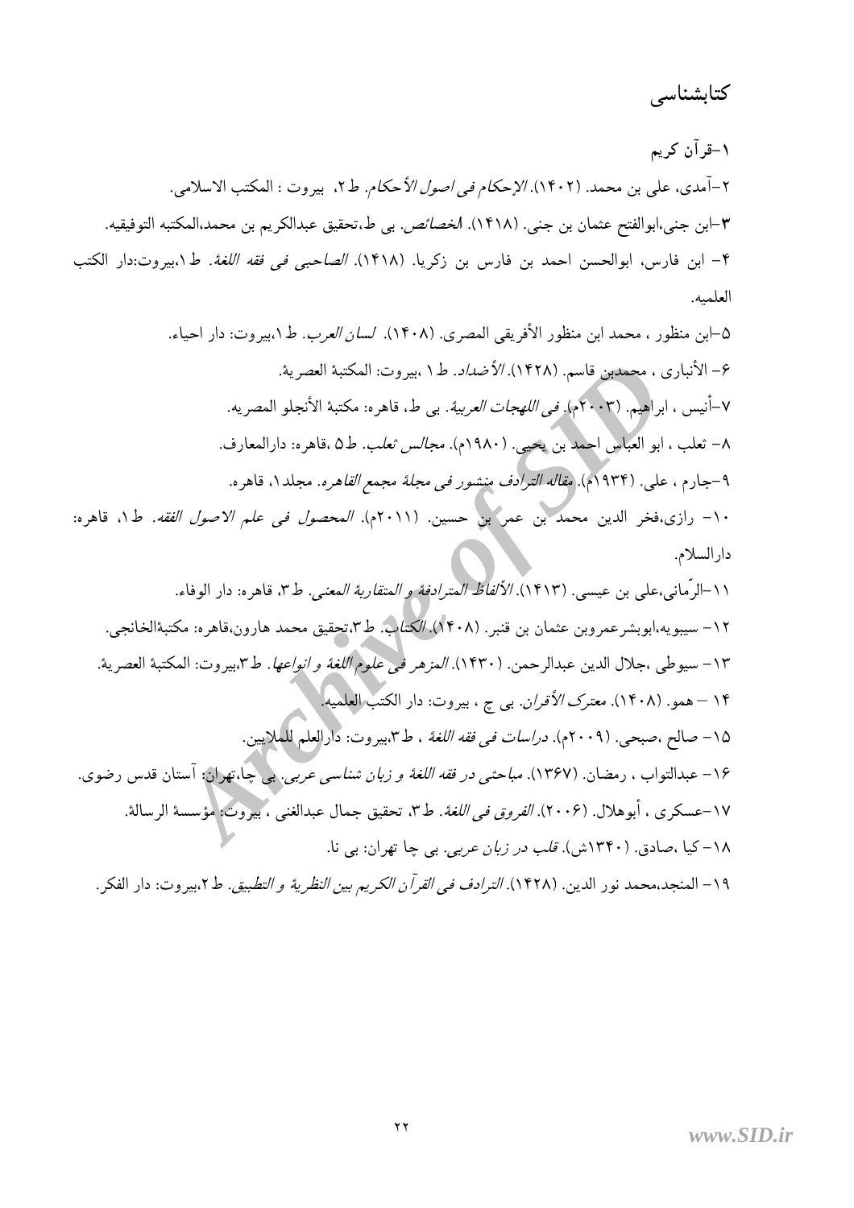## کتابشناسی

۱–قرآن کریم

۲–آمدی، علی بن محمد. (۱۴۰۲). *الإحکام فی اصول الأحکام*. ط۲، بیروت : المکتب الاسلامی.

۳–ابن جنی،ابوالفتح عثمان بن جنی. (۱۴۱۸). *الخصائص*. بی ط،تحقیق عبدالکریم بن محمد،المکتبه التوفیقیه.

۴– ابن فارس، ابوالحسن احمد بن فارس بن زکریا. (۱۴۱۸). *الصاحبی فی فقه اللغة*. ط۱،بیروت:دار الکتب العلمیه.

۵–ابن منظور ، محمد ابن منظور الأفریقی المصری. (۱۴۰۸). *لسان العرب*. ط۱،بیروت: دار احیاء.

۶– الأنباری ، محمدبن قاسم. (۱۴۲۸). *الأضداد*. ط۱ ،بیروت: المکتبة العصریة.

۷–أنیس ، ابراهیم. (۲۰۰۳م). *فی اللهجات العربیة*. بی ط، قاهره: مکتبة الأنجلو المصریه.

۸– ثعلب ، ابو العباس احمد بن یحیی. (۱۹۸۰م). *مجالس ثعلب*. ط۵ ،قاهره: دارالمعارف.

۹–جارم ، علی. (۱۹۳۴م). *مقاله الترادف منشور فی مجلة مجمع القاهره*. مجلد۱، قاهره.

۱۰– رازی،فخر الدین محمد بن عمر بن حسین. (۲۰۱۱م). *المحصول فی علم الاصول الفقه*. ط۱، قاهره: دارالسلام.

۱۱–الرّمانی،علی بن عیسی. (۱۴۱۳). *الألفاظ المترادفة و المتقاربة المعنی*. ط۳، قاهره: دار الوفاء.

۱۲– سیبویه،ابوبشرعمروبن عثمان بن قنبر. (۱۴۰۸). *الکتاب*. ط۳،تحقیق محمد هارون،قاهره: مکتبةالخانجی.

۱۳– سیوطی ،جلال الدین عبدالرحمن. (۱۴۳۰). *المزهر فی علوم اللغة و انواعها*. ط۳،بیروت: المکتبة العصریة.

۱۴ – همو. (۱۴۰۸). *معترک الأقران*. بی چ ، بیروت: دار الکتب العلمیه.

۱۵– صالح ،صبحی. (۲۰۰۹م). *دراسات فی فقه اللغة* ، ط۳،بیروت: دارالعلم للملایین.

۱۶– عبدالتواب ، رمضان. (۱۳۶۷). *مباحثی در فقه اللغة و زبان شناسی عربی*. بی چا،تهران: آستان قدس رضوی.

۱۷–عسکری ، أبوهلال. (۲۰۰۶). *الفروق فی اللغة*. ط۳، تحقیق جمال عبدالغنی ، بیروت: مؤسسة الرسالة.

۱۸– کیا ،صادق. (۱۳۴۰ش). *قلب در زبان عربی*. بی چا تهران: بی نا.

۱۹– المنجد،محمد نور الدین. (۱۴۲۸). *الترادف فی القرآن الکریم بین النظریة و التطبیق*. ط۲،بیروت: دار الفکر.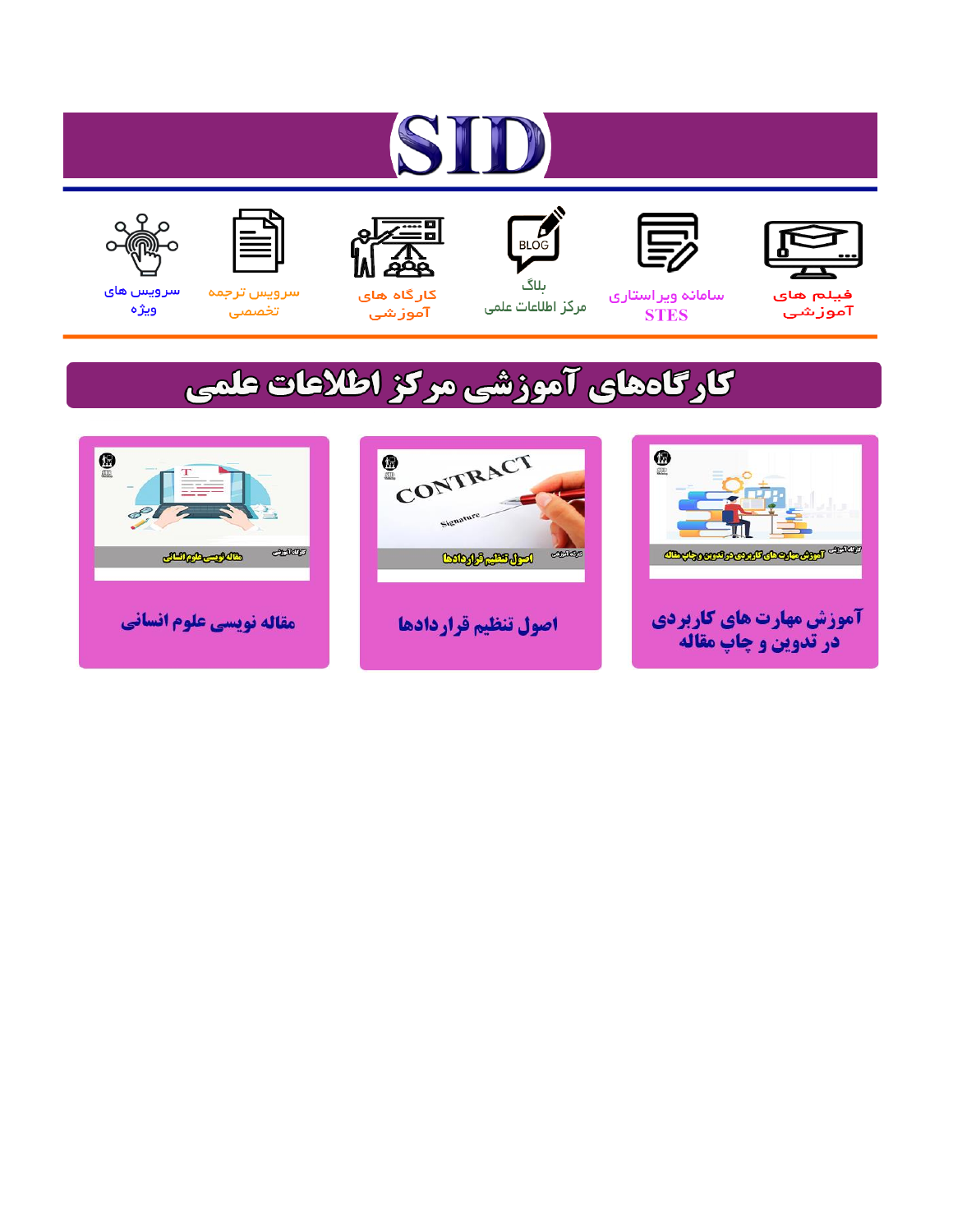# SID

فیلم های آموزشی

سامانه ویراستاری STES

بلاگ مرکز اطلاعات علمی

کارگاه های آموزشی

سرویس ترجمه تخصصی

سرویس های ویژه

## کارگاه‌های آموزشی مرکز اطلاعات علمی

آموزش مهارت های کاربردی در تدوین و چاپ مقاله

اصول تنظیم قراردادها

مقاله نویسی علوم انسانی